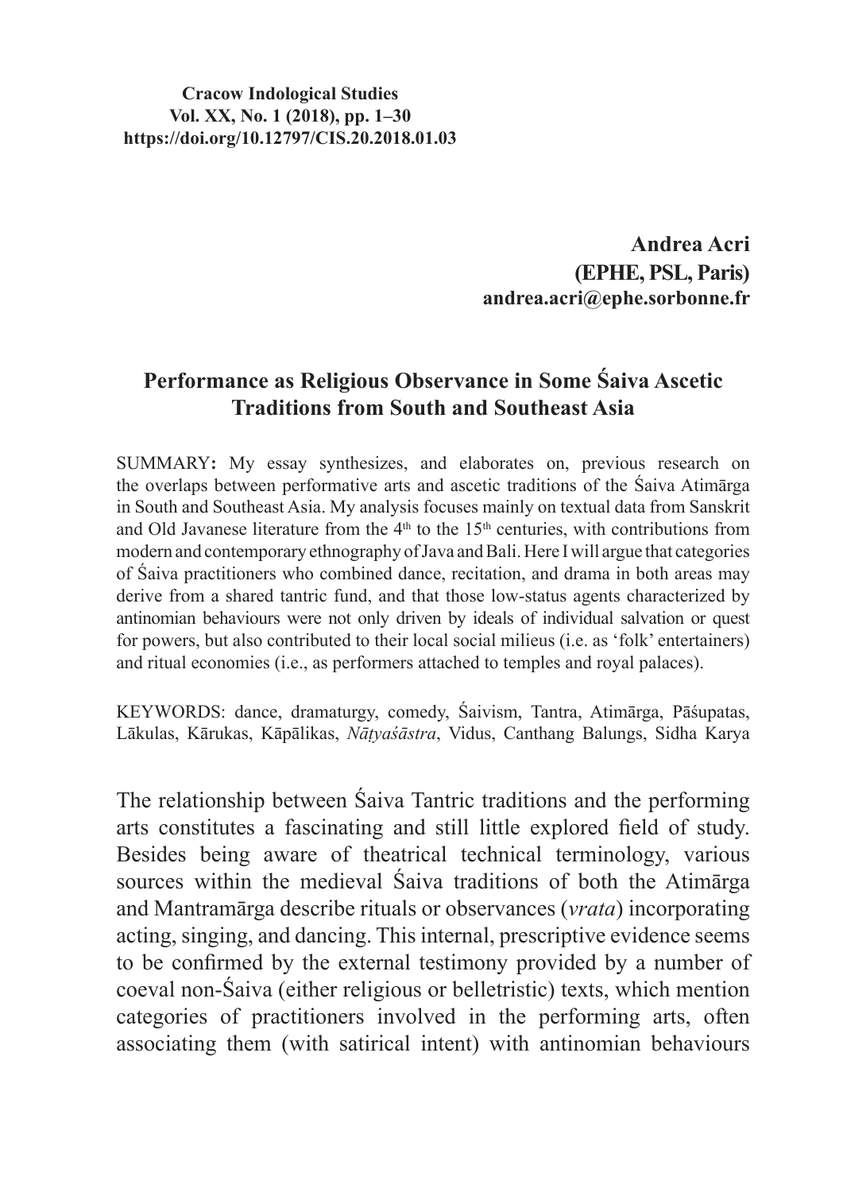**Cracow Indological Studies**
**Vol. XX, No. 1 (2018), pp. 1–30**
**https://doi.org/10.12797/CIS.20.2018.01.03**

**Andrea Acri**
**(EPHE, PSL, Paris)**
**andrea.acri@ephe.sorbonne.fr**

# Performance as Religious Observance in Some Śaiva Ascetic Traditions from South and Southeast Asia

SUMMARY**:** My essay synthesizes, and elaborates on, previous research on the overlaps between performative arts and ascetic traditions of the Śaiva Atimārga in South and Southeast Asia. My analysis focuses mainly on textual data from Sanskrit and Old Javanese literature from the 4th to the 15th centuries, with contributions from modern and contemporary ethnography of Java and Bali. Here I will argue that categories of Śaiva practitioners who combined dance, recitation, and drama in both areas may derive from a shared tantric fund, and that those low-status agents characterized by antinomian behaviours were not only driven by ideals of individual salvation or quest for powers, but also contributed to their local social milieus (i.e. as 'folk' entertainers) and ritual economies (i.e., as performers attached to temples and royal palaces).

KEYWORDS: dance, dramaturgy, comedy, Śaivism, Tantra, Atimārga, Pāśupatas, Lākulas, Kārukas, Kāpālikas, *Nāṭyaśāstra*, Vidus, Canthang Balungs, Sidha Karya

The relationship between Śaiva Tantric traditions and the performing arts constitutes a fascinating and still little explored field of study. Besides being aware of theatrical technical terminology, various sources within the medieval Śaiva traditions of both the Atimārga and Mantramārga describe rituals or observances (*vrata*) incorporating acting, singing, and dancing. This internal, prescriptive evidence seems to be confirmed by the external testimony provided by a number of coeval non-Śaiva (either religious or belletristic) texts, which mention categories of practitioners involved in the performing arts, often associating them (with satirical intent) with antinomian behaviours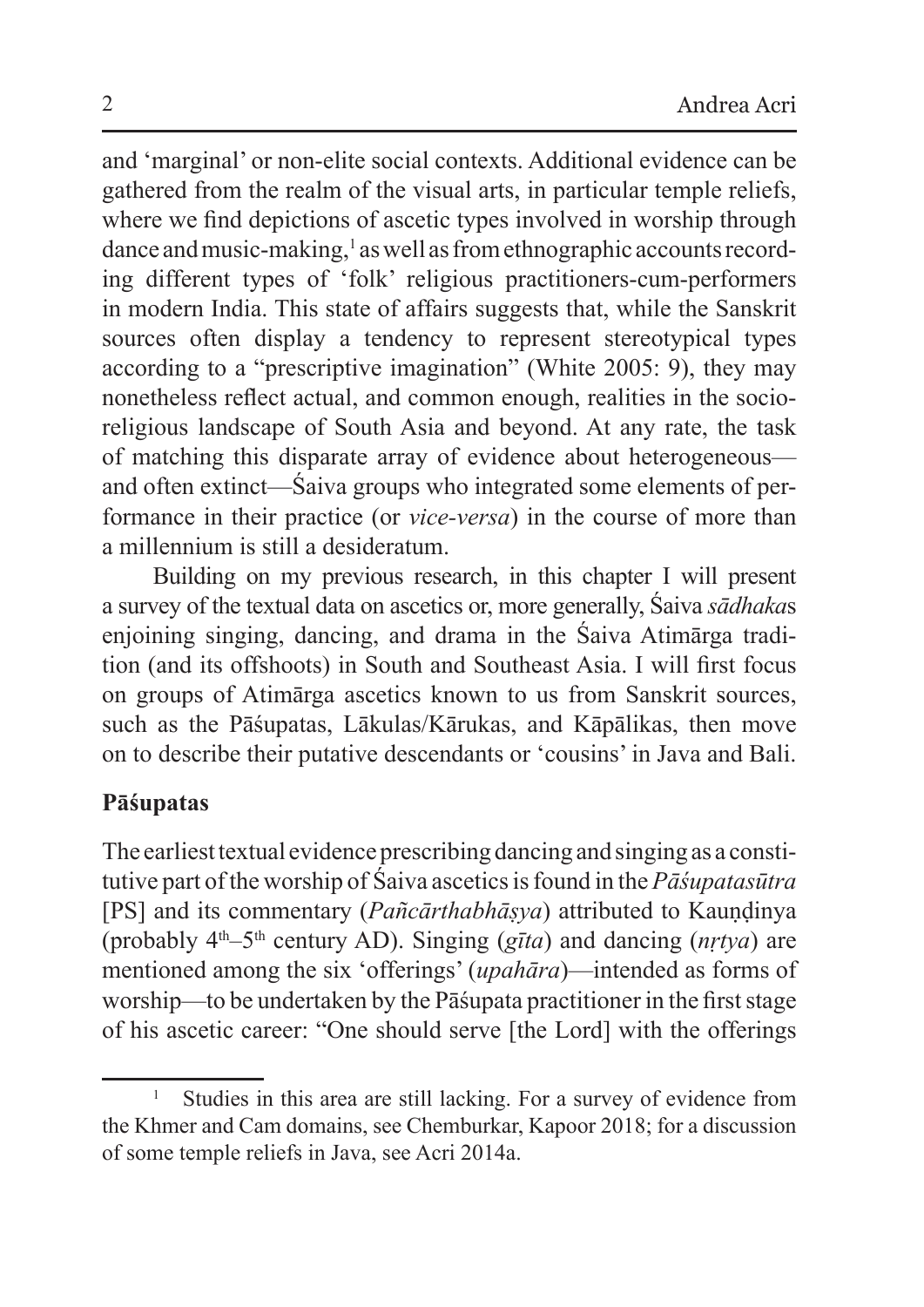and 'marginal' or non-elite social contexts. Additional evidence can be gathered from the realm of the visual arts, in particular temple reliefs, where we find depictions of ascetic types involved in worship through dance and music-making,[1] as well as from ethnographic accounts recording different types of 'folk' religious practitioners-cum-performers in modern India. This state of affairs suggests that, while the Sanskrit sources often display a tendency to represent stereotypical types according to a "prescriptive imagination" (White 2005: 9), they may nonetheless reflect actual, and common enough, realities in the socio-religious landscape of South Asia and beyond. At any rate, the task of matching this disparate array of evidence about heterogeneous—and often extinct—Śaiva groups who integrated some elements of performance in their practice (or *vice-versa*) in the course of more than a millennium is still a desideratum.

Building on my previous research, in this chapter I will present a survey of the textual data on ascetics or, more generally, Śaiva *sādhaka*s enjoining singing, dancing, and drama in the Śaiva Atimārga tradition (and its offshoots) in South and Southeast Asia. I will first focus on groups of Atimārga ascetics known to us from Sanskrit sources, such as the Pāśupatas, Lākulas/Kārukas, and Kāpālikas, then move on to describe their putative descendants or 'cousins' in Java and Bali.

## Pāśupatas

The earliest textual evidence prescribing dancing and singing as a constitutive part of the worship of Śaiva ascetics is found in the *Pāśupatasūtra* [PS] and its commentary (*Pañcārthabhāṣya*) attributed to Kauṇḍinya (probably 4th–5th century AD). Singing (*gīta*) and dancing (*nṛtya*) are mentioned among the six 'offerings' (*upahāra*)—intended as forms of worship—to be undertaken by the Pāśupata practitioner in the first stage of his ascetic career: "One should serve [the Lord] with the offerings

[1] Studies in this area are still lacking. For a survey of evidence from the Khmer and Cam domains, see Chemburkar, Kapoor 2018; for a discussion of some temple reliefs in Java, see Acri 2014a.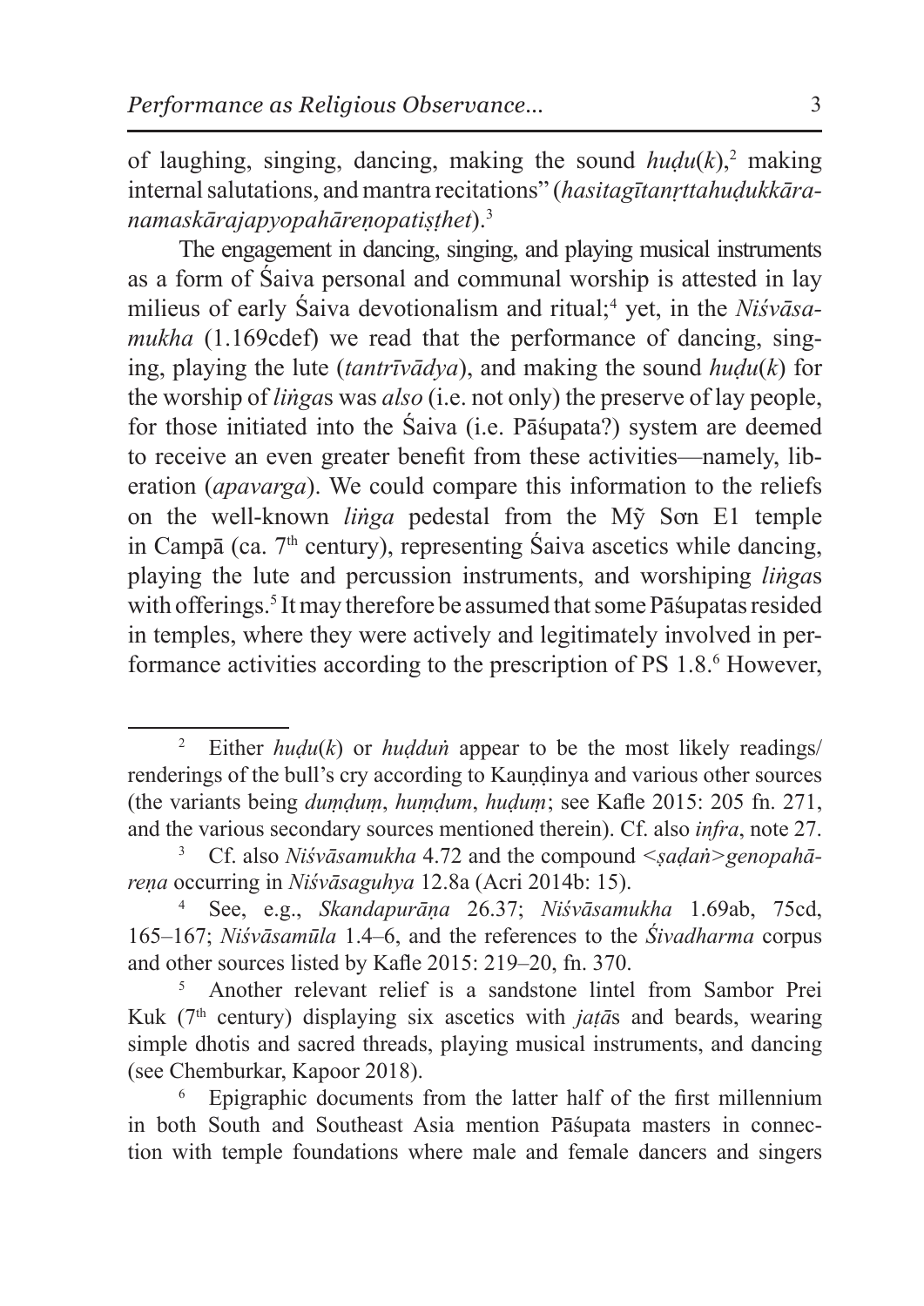of laughing, singing, dancing, making the sound *huḍu*(*k*),[2] making internal salutations, and mantra recitations" (*hasitagītanṛttahuḍukkāra-namaskārajapyopahāreṇopatiṣṭhet*).[3]

The engagement in dancing, singing, and playing musical instruments as a form of Śaiva personal and communal worship is attested in lay milieus of early Śaiva devotionalism and ritual;[4] yet, in the *Niśvāsa-mukha* (1.169cdef) we read that the performance of dancing, singing, playing the lute (*tantrīvādya*), and making the sound *huḍu*(*k*) for the worship of *liṅga*s was *also* (i.e. not only) the preserve of lay people, for those initiated into the Śaiva (i.e. Pāśupata?) system are deemed to receive an even greater benefit from these activities—namely, liberation (*apavarga*). We could compare this information to the reliefs on the well-known *liṅga* pedestal from the Mỹ Sơn E1 temple in Campā (ca. 7th century), representing Śaiva ascetics while dancing, playing the lute and percussion instruments, and worshiping *liṅga*s with offerings.[5] It may therefore be assumed that some Pāśupatas resided in temples, where they were actively and legitimately involved in performance activities according to the prescription of PS 1.8.[6] However,

---

[2] Either *huḍu*(*k*) or *huḍḍuṅ* appear to be the most likely readings/renderings of the bull's cry according to Kauṇḍinya and various other sources (the variants being *duṃḍuṃ*, *huṃḍum*, *huḍuṃ*; see Kafle 2015: 205 fn. 271, and the various secondary sources mentioned therein). Cf. also *infra*, note 27.

[3] Cf. also *Niśvāsamukha* 4.72 and the compound *<ṣaḍaṅ>genopahā-reṇa* occurring in *Niśvāsaguhya* 12.8a (Acri 2014b: 15).

[4] See, e.g., *Skandapurāṇa* 26.37; *Niśvāsamukha* 1.69ab, 75cd, 165–167; *Niśvāsamūla* 1.4–6, and the references to the *Śivadharma* corpus and other sources listed by Kafle 2015: 219–20, fn. 370.

[5] Another relevant relief is a sandstone lintel from Sambor Prei Kuk (7th century) displaying six ascetics with *jaṭā*s and beards, wearing simple dhotis and sacred threads, playing musical instruments, and dancing (see Chemburkar, Kapoor 2018).

[6] Epigraphic documents from the latter half of the first millennium in both South and Southeast Asia mention Pāśupata masters in connection with temple foundations where male and female dancers and singers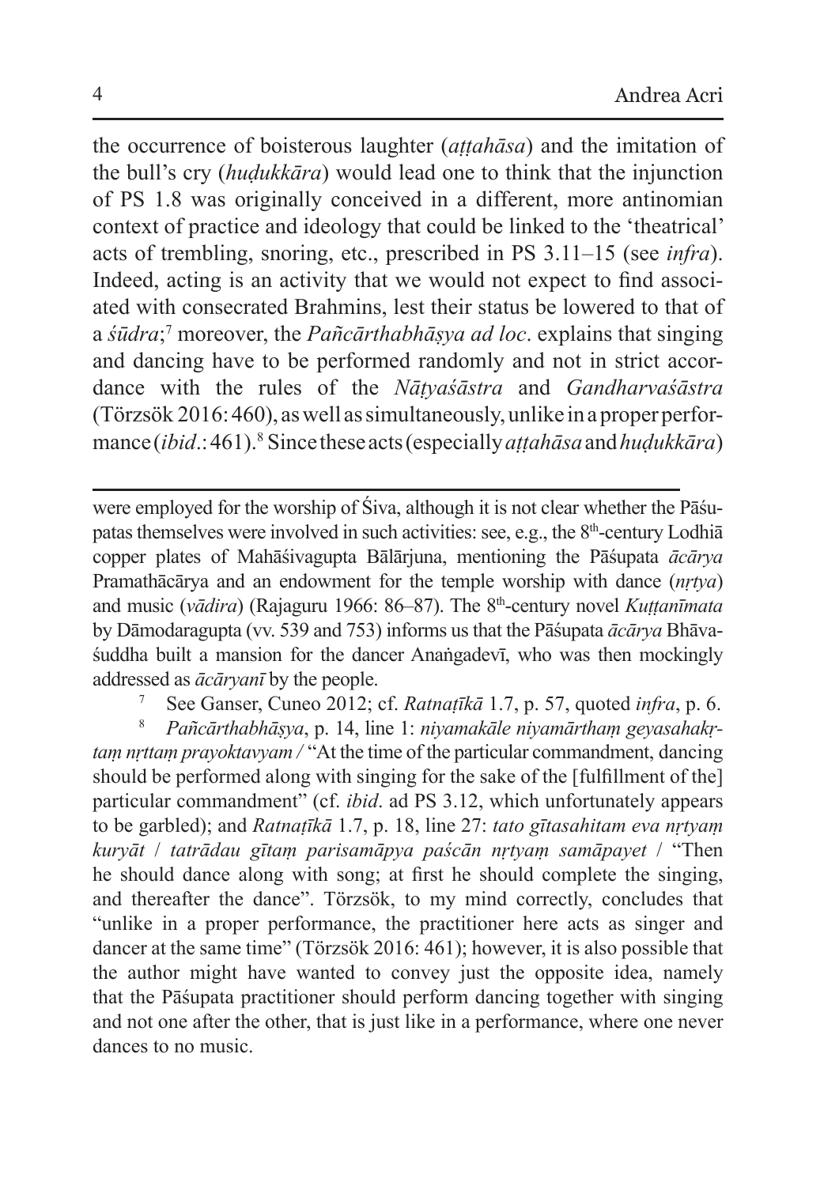the occurrence of boisterous laughter (*aṭṭahāsa*) and the imitation of the bull's cry (*huḍukkāra*) would lead one to think that the injunction of PS 1.8 was originally conceived in a different, more antinomian context of practice and ideology that could be linked to the 'theatrical' acts of trembling, snoring, etc., prescribed in PS 3.11–15 (see *infra*). Indeed, acting is an activity that we would not expect to find associated with consecrated Brahmins, lest their status be lowered to that of a *śūdra*;[7] moreover, the *Pañcārthabhāṣya ad loc*. explains that singing and dancing have to be performed randomly and not in strict accordance with the rules of the *Nāṭyaśāstra* and *Gandharvaśāstra* (Törzsök 2016: 460), as well as simultaneously, unlike in a proper performance (*ibid*.: 461).[8] Since these acts (especially *aṭṭahāsa* and *huḍukkāra*)

---

were employed for the worship of Śiva, although it is not clear whether the Pāśupatas themselves were involved in such activities: see, e.g., the 8th-century Lodhiā copper plates of Mahāśivagupta Bālārjuna, mentioning the Pāśupata *ācārya* Pramathācārya and an endowment for the temple worship with dance (*nṛtya*) and music (*vādira*) (Rajaguru 1966: 86–87). The 8th-century novel *Kuṭṭanīmata* by Dāmodaragupta (vv. 539 and 753) informs us that the Pāśupata *ācārya* Bhāvaśuddha built a mansion for the dancer Anaṅgadevī, who was then mockingly addressed as *ācāryanī* by the people.

[7] See Ganser, Cuneo 2012; cf. *Ratnaṭīkā* 1.7, p. 57, quoted *infra*, p. 6.

[8] *Pañcārthabhāṣya*, p. 14, line 1: *niyamakāle niyamārthaṃ geyasahakṛtaṃ nṛttaṃ prayoktavyam* / "At the time of the particular commandment, dancing should be performed along with singing for the sake of the [fulfillment of the] particular commandment" (cf. *ibid*. ad PS 3.12, which unfortunately appears to be garbled); and *Ratnaṭīkā* 1.7, p. 18, line 27: *tato gītasahitam eva nṛtyaṃ kuryāt* / *tatrādau gītaṃ parisamāpya paścān nṛtyaṃ samāpayet* / "Then he should dance along with song; at first he should complete the singing, and thereafter the dance". Törzsök, to my mind correctly, concludes that "unlike in a proper performance, the practitioner here acts as singer and dancer at the same time" (Törzsök 2016: 461); however, it is also possible that the author might have wanted to convey just the opposite idea, namely that the Pāśupata practitioner should perform dancing together with singing and not one after the other, that is just like in a performance, where one never dances to no music.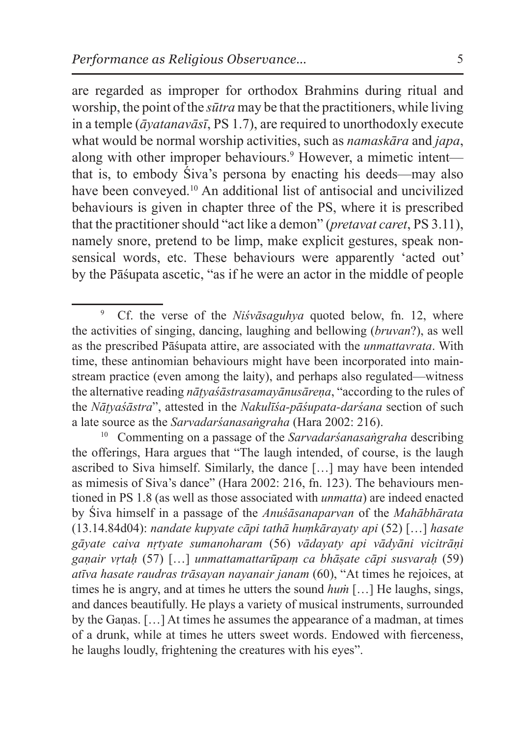are regarded as improper for orthodox Brahmins during ritual and worship, the point of the *sūtra* may be that the practitioners, while living in a temple (*āyatanavāsī*, PS 1.7), are required to unorthodoxly execute what would be normal worship activities, such as *namaskāra* and *japa*, along with other improper behaviours.[9] However, a mimetic intent—that is, to embody Śiva's persona by enacting his deeds—may also have been conveyed.[10] An additional list of antisocial and uncivilized behaviours is given in chapter three of the PS, where it is prescribed that the practitioner should "act like a demon" (*pretavat caret*, PS 3.11), namely snore, pretend to be limp, make explicit gestures, speak non-sensical words, etc. These behaviours were apparently 'acted out' by the Pāśupata ascetic, "as if he were an actor in the middle of people

---

[9] Cf. the verse of the *Niśvāsaguhya* quoted below, fn. 12, where the activities of singing, dancing, laughing and bellowing (*bruvan*?), as well as the prescribed Pāśupata attire, are associated with the *unmattavrata*. With time, these antinomian behaviours might have been incorporated into mainstream practice (even among the laity), and perhaps also regulated—witness the alternative reading *nāṭyaśāstrasamayānusāreṇa*, "according to the rules of the *Nāṭyaśāstra*", attested in the *Nakulīśa-pāśupata-darśana* section of such a late source as the *Sarvadarśanasaṅgraha* (Hara 2002: 216).

[10] Commenting on a passage of the *Sarvadarśanasaṅgraha* describing the offerings, Hara argues that "The laugh intended, of course, is the laugh ascribed to Siva himself. Similarly, the dance […] may have been intended as mimesis of Siva's dance" (Hara 2002: 216, fn. 123). The behaviours mentioned in PS 1.8 (as well as those associated with *unmatta*) are indeed enacted by Śiva himself in a passage of the *Anuśāsanaparvan* of the *Mahābhārata* (13.14.84d04): *nandate kupyate cāpi tathā huṃkārayaty api* (52) […] *hasate gāyate caiva nṛtyate sumanoharam* (56) *vādayaty api vādyāni vicitrāṇi gaṇair vṛtaḥ* (57) […] *unmattamattarūpaṃ ca bhāṣate cāpi susvaraḥ* (59) *atīva hasate raudras trāsayan nayanair janam* (60), "At times he rejoices, at times he is angry, and at times he utters the sound *huṁ* […] He laughs, sings, and dances beautifully. He plays a variety of musical instruments, surrounded by the Gaṇas. […] At times he assumes the appearance of a madman, at times of a drunk, while at times he utters sweet words. Endowed with fierceness, he laughs loudly, frightening the creatures with his eyes".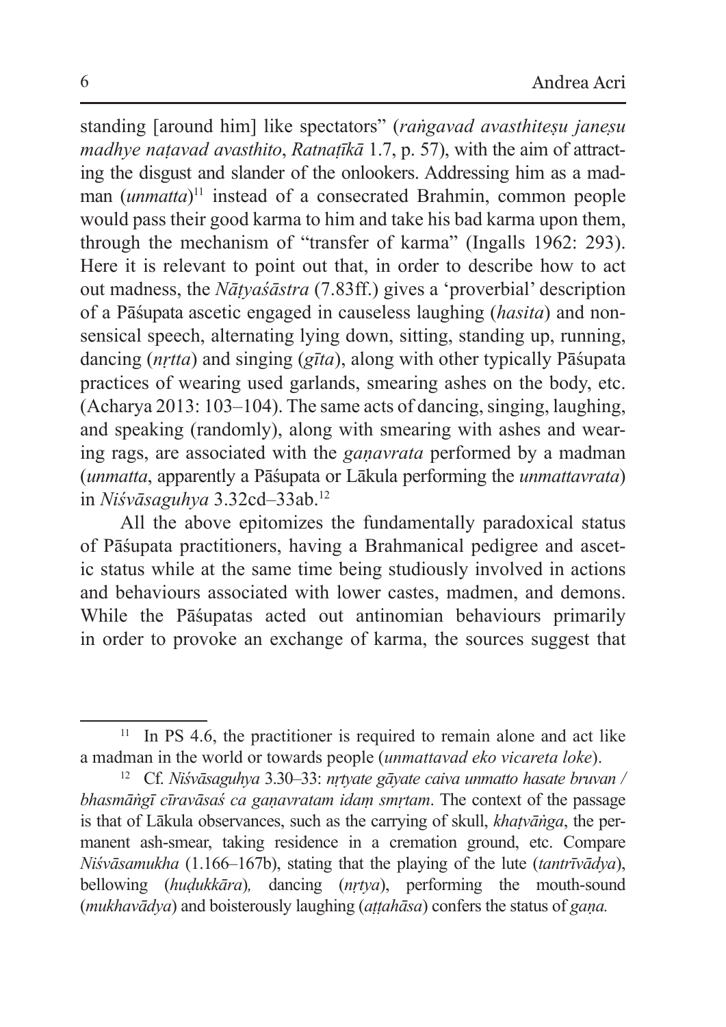standing [around him] like spectators" (*raṅgavad avasthiteṣu janeṣu madhye naṭavad avasthito*, *Ratnaṭīkā* 1.7, p. 57), with the aim of attracting the disgust and slander of the onlookers. Addressing him as a madman (*unmatta*)[11] instead of a consecrated Brahmin, common people would pass their good karma to him and take his bad karma upon them, through the mechanism of "transfer of karma" (Ingalls 1962: 293). Here it is relevant to point out that, in order to describe how to act out madness, the *Nāṭyaśāstra* (7.83ff.) gives a 'proverbial' description of a Pāśupata ascetic engaged in causeless laughing (*hasita*) and nonsensical speech, alternating lying down, sitting, standing up, running, dancing (*nṛtta*) and singing (*gīta*), along with other typically Pāśupata practices of wearing used garlands, smearing ashes on the body, etc. (Acharya 2013: 103–104). The same acts of dancing, singing, laughing, and speaking (randomly), along with smearing with ashes and wearing rags, are associated with the *gaṇavrata* performed by a madman (*unmatta*, apparently a Pāśupata or Lākula performing the *unmattavrata*) in *Niśvāsaguhya* 3.32cd–33ab.[12]

All the above epitomizes the fundamentally paradoxical status of Pāśupata practitioners, having a Brahmanical pedigree and ascetic status while at the same time being studiously involved in actions and behaviours associated with lower castes, madmen, and demons. While the Pāśupatas acted out antinomian behaviours primarily in order to provoke an exchange of karma, the sources suggest that

---

[11] In PS 4.6, the practitioner is required to remain alone and act like a madman in the world or towards people (*unmattavad eko vicareta loke*).

[12] Cf. *Niśvāsaguhya* 3.30–33: *nṛtyate gāyate caiva unmatto hasate bruvan / bhasmāṅgī cīravāsaś ca gaṇavratam idaṃ smṛtam*. The context of the passage is that of Lākula observances, such as the carrying of skull, *khaṭvāṅga*, the permanent ash-smear, taking residence in a cremation ground, etc. Compare *Niśvāsamukha* (1.166–167b), stating that the playing of the lute (*tantrīvādya*), bellowing (*huḍukkāra*), dancing (*nṛtya*), performing the mouth-sound (*mukhavādya*) and boisterously laughing (*aṭṭahāsa*) confers the status of *gaṇa.*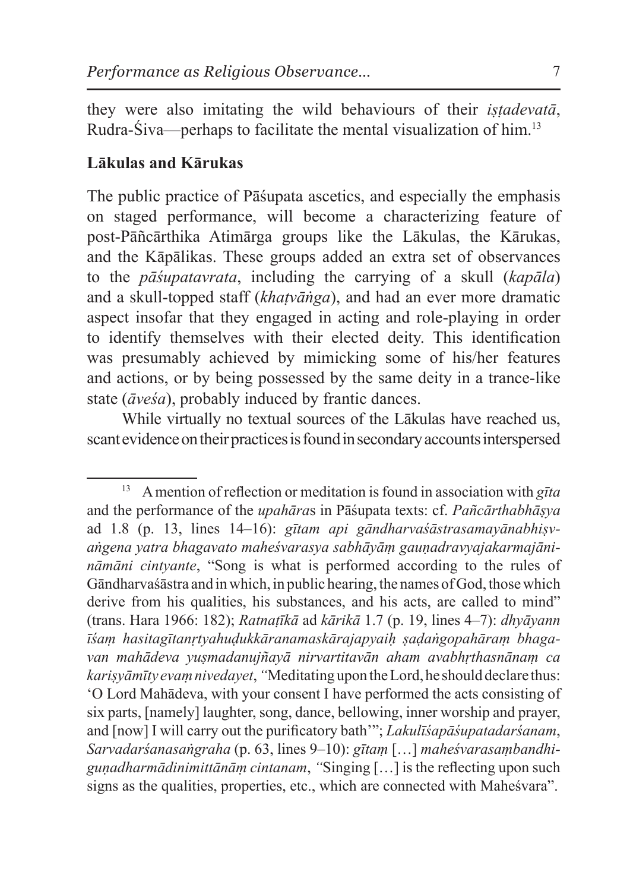they were also imitating the wild behaviours of their *iṣṭadevatā*, Rudra-Śiva—perhaps to facilitate the mental visualization of him.[13]

## Lākulas and Kārukas

The public practice of Pāśupata ascetics, and especially the emphasis on staged performance, will become a characterizing feature of post-Pāñcārthika Atimārga groups like the Lākulas, the Kārukas, and the Kāpālikas. These groups added an extra set of observances to the *pāśupatavrata*, including the carrying of a skull (*kapāla*) and a skull-topped staff (*khaṭvāṅga*), and had an ever more dramatic aspect insofar that they engaged in acting and role-playing in order to identify themselves with their elected deity. This identification was presumably achieved by mimicking some of his/her features and actions, or by being possessed by the same deity in a trance-like state (*āveśa*), probably induced by frantic dances.

While virtually no textual sources of the Lākulas have reached us, scant evidence on their practices is found in secondary accounts interspersed

---

[13] A mention of reflection or meditation is found in association with *gīta* and the performance of the *upahāra*s in Pāśupata texts: cf. *Pañcārthabhāṣya* ad 1.8 (p. 13, lines 14–16): *gītam api gāndharvaśāstrasamayānabhiṣvaṅgena yatra bhagavato maheśvarasya sabhāyāṃ gauṇadravyajakarmajānināmāni cintyante*, "Song is what is performed according to the rules of Gāndharvaśāstra and in which, in public hearing, the names of God, those which derive from his qualities, his substances, and his acts, are called to mind" (trans. Hara 1966: 182); *Ratnaṭīkā* ad *kārikā* 1.7 (p. 19, lines 4–7): *dhyāyann īśaṃ hasitagītanṛtyahuḍukkāranamaskārajapyaiḥ ṣaḍaṅgopahāraṃ bhagavan mahādeva yuṣmadanujñayā nirvartitavān aham avabhṛthasnānaṃ ca kariṣyāmīty evaṃ nivedayet*, "Meditating upon the Lord, he should declare thus: 'O Lord Mahādeva, with your consent I have performed the acts consisting of six parts, [namely] laughter, song, dance, bellowing, inner worship and prayer, and [now] I will carry out the purificatory bath'"; *Lakulīśapāśupatadarśanam*, *Sarvadarśanasaṅgraha* (p. 63, lines 9–10): *gītaṃ* […] *maheśvarasaṃbandhiguṇadharmādinimittānāṃ cintanam*, "Singing […] is the reflecting upon such signs as the qualities, properties, etc., which are connected with Maheśvara".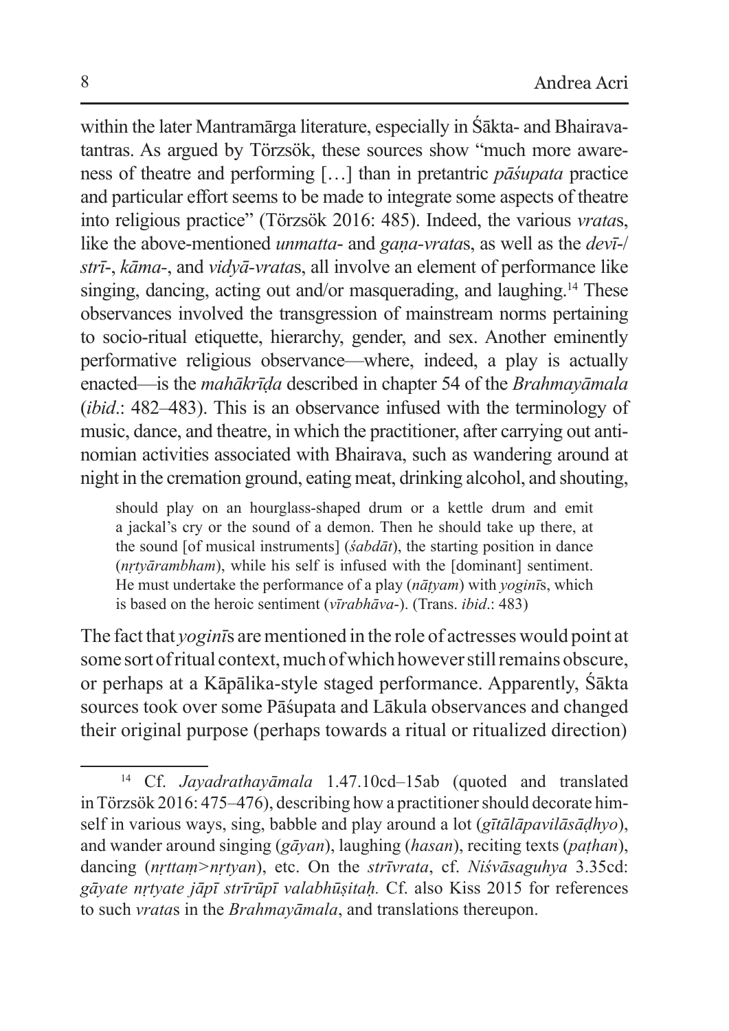within the later Mantramārga literature, especially in Śākta- and Bhairava-tantras. As argued by Törzsök, these sources show "much more awareness of theatre and performing […] than in pretantric *pāśupata* practice and particular effort seems to be made to integrate some aspects of theatre into religious practice" (Törzsök 2016: 485). Indeed, the various *vrata*s, like the above-mentioned *unmatta*- and *gaṇa-vrata*s, as well as the *devī*-/ *strī*-, *kāma*-, and *vidyā-vrata*s, all involve an element of performance like singing, dancing, acting out and/or masquerading, and laughing.[14] These observances involved the transgression of mainstream norms pertaining to socio-ritual etiquette, hierarchy, gender, and sex. Another eminently performative religious observance—where, indeed, a play is actually enacted—is the *mahākrīḍa* described in chapter 54 of the *Brahmayāmala* (*ibid*.: 482–483). This is an observance infused with the terminology of music, dance, and theatre, in which the practitioner, after carrying out antinomian activities associated with Bhairava, such as wandering around at night in the cremation ground, eating meat, drinking alcohol, and shouting,

> should play on an hourglass-shaped drum or a kettle drum and emit a jackal's cry or the sound of a demon. Then he should take up there, at the sound [of musical instruments] (*śabdāt*), the starting position in dance (*nṛtyārambham*), while his self is infused with the [dominant] sentiment. He must undertake the performance of a play (*nāṭyam*) with *yoginī*s, which is based on the heroic sentiment (*vīrabhāva*-). (Trans. *ibid*.: 483)

The fact that *yoginī*s are mentioned in the role of actresses would point at some sort of ritual context, much of which however still remains obscure, or perhaps at a Kāpālika-style staged performance. Apparently, Śākta sources took over some Pāśupata and Lākula observances and changed their original purpose (perhaps towards a ritual or ritualized direction)

---

[14] Cf. *Jayadrathayāmala* 1.47.10cd–15ab (quoted and translated in Törzsök 2016: 475–476), describing how a practitioner should decorate himself in various ways, sing, babble and play around a lot (*gītālāpavilāsāḍhyo*), and wander around singing (*gāyan*), laughing (*hasan*), reciting texts (*paṭhan*), dancing (*nṛttaṃ*>*nṛtyan*), etc. On the *strīvrata*, cf. *Niśvāsaguhya* 3.35cd: *gāyate nṛtyate jāpī strīrūpī valabhūṣitaḥ.* Cf. also Kiss 2015 for references to such *vrata*s in the *Brahmayāmala*, and translations thereupon.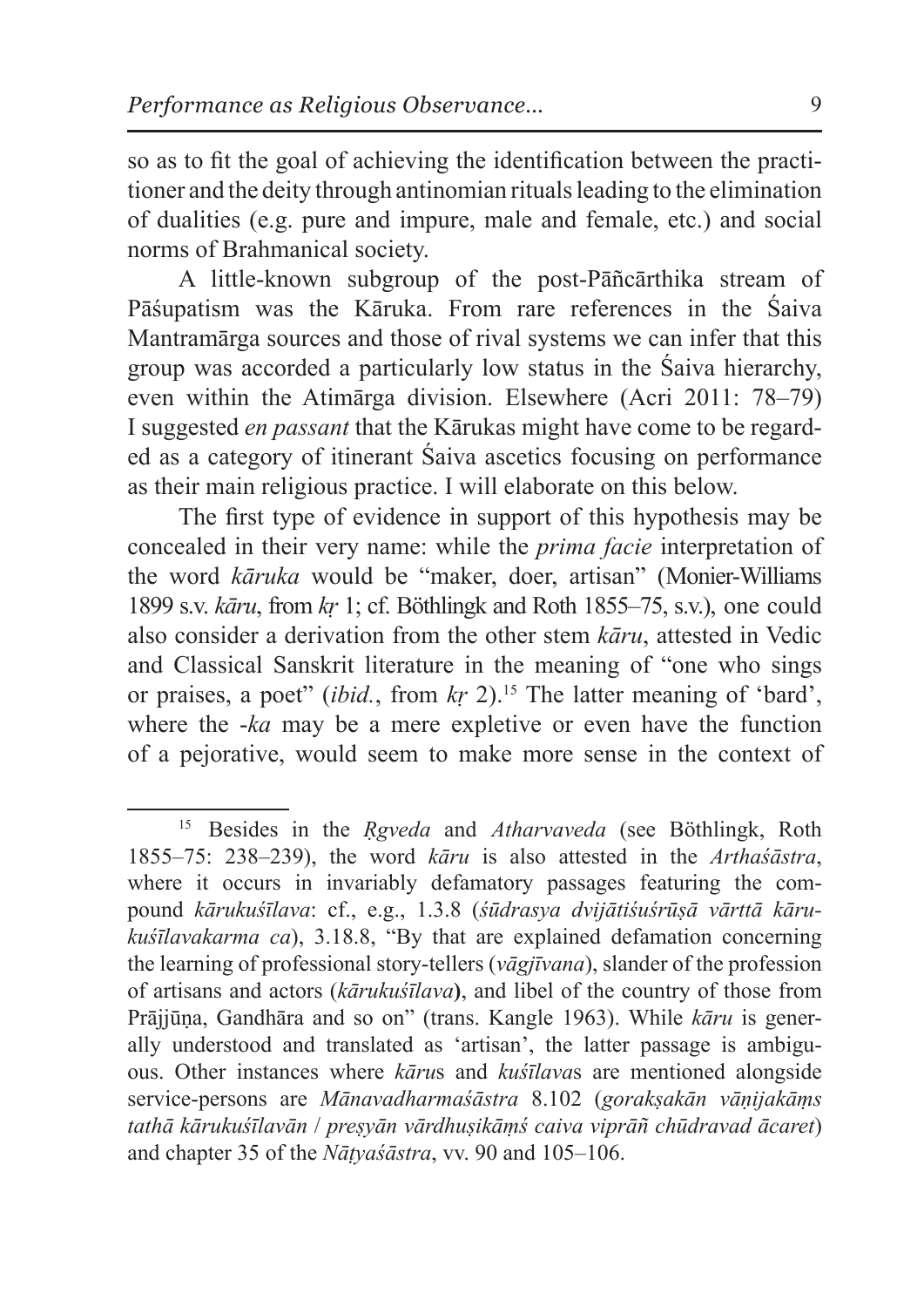so as to fit the goal of achieving the identification between the practitioner and the deity through antinomian rituals leading to the elimination of dualities (e.g. pure and impure, male and female, etc.) and social norms of Brahmanical society.

A little-known subgroup of the post-Pāñcārthika stream of Pāśupatism was the Kāruka. From rare references in the Śaiva Mantramārga sources and those of rival systems we can infer that this group was accorded a particularly low status in the Śaiva hierarchy, even within the Atimārga division. Elsewhere (Acri 2011: 78–79) I suggested *en passant* that the Kārukas might have come to be regarded as a category of itinerant Śaiva ascetics focusing on performance as their main religious practice. I will elaborate on this below.

The first type of evidence in support of this hypothesis may be concealed in their very name: while the *prima facie* interpretation of the word *kāruka* would be "maker, doer, artisan" (Monier-Williams 1899 s.v. *kāru*, from *kṛ* 1; cf. Böthlingk and Roth 1855–75, s.v.), one could also consider a derivation from the other stem *kāru*, attested in Vedic and Classical Sanskrit literature in the meaning of "one who sings or praises, a poet" (*ibid.*, from *kṛ* 2).[15] The latter meaning of 'bard', where the *-ka* may be a mere expletive or even have the function of a pejorative, would seem to make more sense in the context of

---

[15] Besides in the *Ṛgveda* and *Atharvaveda* (see Böthlingk, Roth 1855–75: 238–239), the word *kāru* is also attested in the *Arthaśāstra*, where it occurs in invariably defamatory passages featuring the compound *kārukuśīlava*: cf., e.g., 1.3.8 (*śūdrasya dvijātiśuśrūṣā vārttā kārukuśīlavakarma ca*), 3.18.8, "By that are explained defamation concerning the learning of professional story-tellers (*vāgjīvana*), slander of the profession of artisans and actors (*kārukuśīlava*), and libel of the country of those from Prājjūṇa, Gandhāra and so on" (trans. Kangle 1963). While *kāru* is generally understood and translated as 'artisan', the latter passage is ambiguous. Other instances where *kāru*s and *kuśīlava*s are mentioned alongside service-persons are *Mānavadharmaśāstra* 8.102 (*gorakṣakān vāṇijakāṃs tathā kārukuśīlavān / preṣyān vārdhuṣikāṃś caiva viprāñ chūdravad ācaret*) and chapter 35 of the *Nāṭyaśāstra*, vv. 90 and 105–106.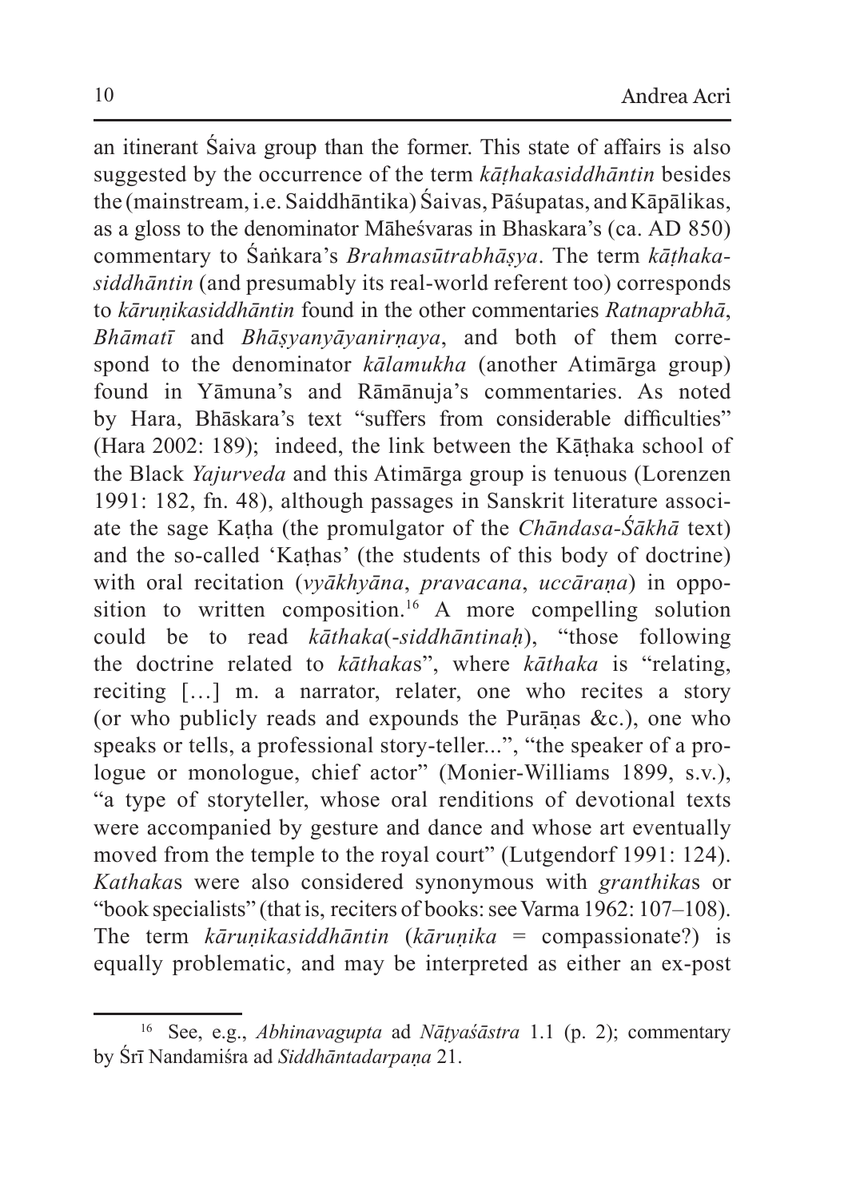an itinerant Śaiva group than the former. This state of affairs is also suggested by the occurrence of the term *kāṭhakasiddhāntin* besides the (mainstream, i.e. Saiddhāntika) Śaivas, Pāśupatas, and Kāpālikas, as a gloss to the denominator Māheśvaras in Bhaskara's (ca. AD 850) commentary to Śaṅkara's *Brahmasūtrabhāṣya*. The term *kāṭhaka-siddhāntin* (and presumably its real-world referent too) corresponds to *kāruṇikasiddhāntin* found in the other commentaries *Ratnaprabhā*, *Bhāmatī* and *Bhāṣyanyāyanirṇaya*, and both of them correspond to the denominator *kālamukha* (another Atimārga group) found in Yāmuna's and Rāmānuja's commentaries. As noted by Hara, Bhāskara's text "suffers from considerable difficulties" (Hara 2002: 189); indeed, the link between the Kāṭhaka school of the Black *Yajurveda* and this Atimārga group is tenuous (Lorenzen 1991: 182, fn. 48), although passages in Sanskrit literature associate the sage Kaṭha (the promulgator of the *Chāndasa-Śākhā* text) and the so-called 'Kaṭhas' (the students of this body of doctrine) with oral recitation (*vyākhyāna*, *pravacana*, *uccāraṇa*) in opposition to written composition.[16] A more compelling solution could be to read *kāthaka*(*-siddhāntinaḥ*), "those following the doctrine related to *kāthaka*s", where *kāthaka* is "relating, reciting […] m. a narrator, relater, one who recites a story (or who publicly reads and expounds the Purāṇas &c.), one who speaks or tells, a professional story-teller...", "the speaker of a prologue or monologue, chief actor" (Monier-Williams 1899, s.v.), "a type of storyteller, whose oral renditions of devotional texts were accompanied by gesture and dance and whose art eventually moved from the temple to the royal court" (Lutgendorf 1991: 124). *Kathaka*s were also considered synonymous with *granthika*s or "book specialists" (that is, reciters of books: see Varma 1962: 107–108). The term *kāruṇikasiddhāntin* (*kāruṇika* = compassionate?) is equally problematic, and may be interpreted as either an ex-post

[16] See, e.g., *Abhinavagupta* ad *Nāṭyaśāstra* 1.1 (p. 2); commentary by Śrī Nandamiśra ad *Siddhāntadarpaṇa* 21.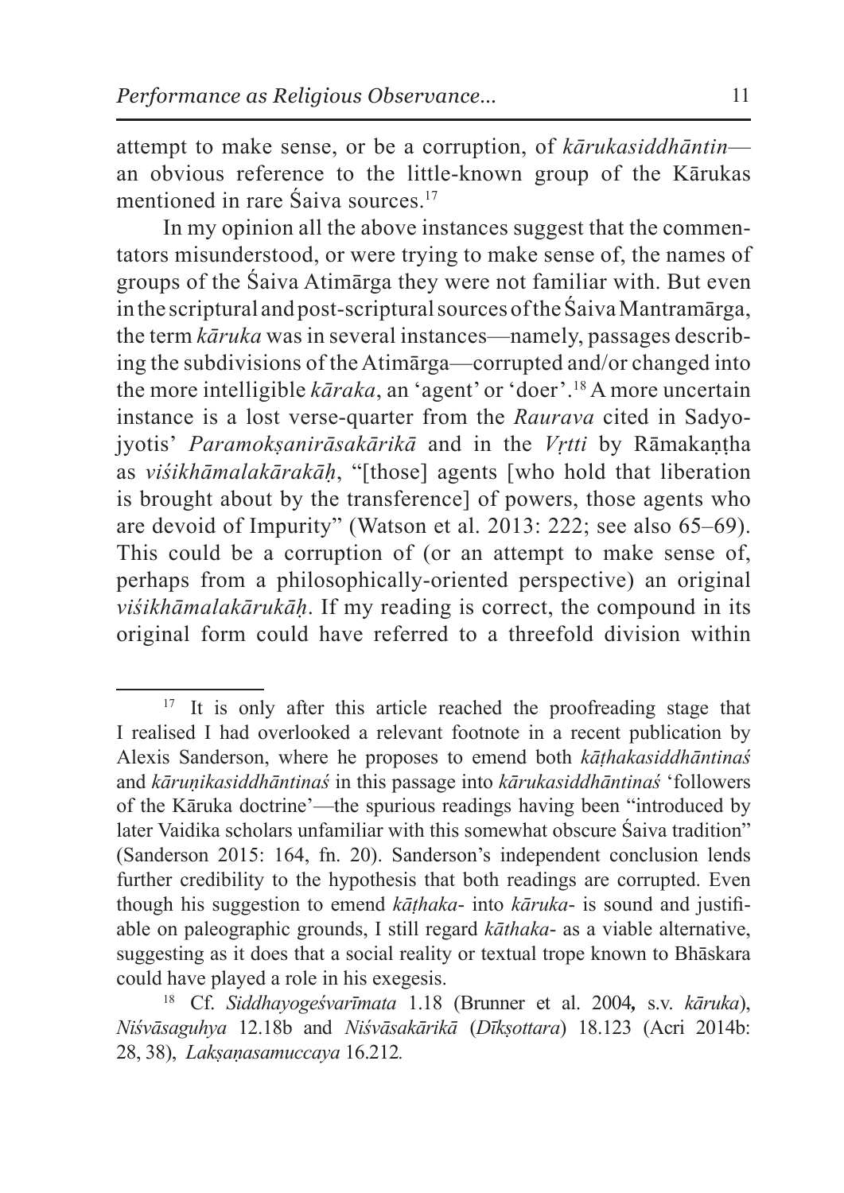attempt to make sense, or be a corruption, of *kārukasiddhāntin*—an obvious reference to the little-known group of the Kārukas mentioned in rare Śaiva sources.[17]

In my opinion all the above instances suggest that the commentators misunderstood, or were trying to make sense of, the names of groups of the Śaiva Atimārga they were not familiar with. But even in the scriptural and post-scriptural sources of the Śaiva Mantramārga, the term *kāruka* was in several instances—namely, passages describing the subdivisions of the Atimārga—corrupted and/or changed into the more intelligible *kāraka*, an 'agent' or 'doer'.[18] A more uncertain instance is a lost verse-quarter from the *Raurava* cited in Sadyojyotis' *Paramokṣanirāsakārikā* and in the *Vṛtti* by Rāmakaṇṭha as *viśikhāmalakārakāḥ*, "[those] agents [who hold that liberation is brought about by the transference] of powers, those agents who are devoid of Impurity" (Watson et al. 2013: 222; see also 65–69). This could be a corruption of (or an attempt to make sense of, perhaps from a philosophically-oriented perspective) an original *viśikhāmalakārukāḥ*. If my reading is correct, the compound in its original form could have referred to a threefold division within

---

[17] It is only after this article reached the proofreading stage that I realised I had overlooked a relevant footnote in a recent publication by Alexis Sanderson, where he proposes to emend both *kāṭhakasiddhāntinaś* and *kāruṇikasiddhāntinaś* in this passage into *kārukasiddhāntinaś* 'followers of the Kāruka doctrine'—the spurious readings having been "introduced by later Vaidika scholars unfamiliar with this somewhat obscure Śaiva tradition" (Sanderson 2015: 164, fn. 20). Sanderson's independent conclusion lends further credibility to the hypothesis that both readings are corrupted. Even though his suggestion to emend *kāṭhaka*- into *kāruka*- is sound and justifiable on paleographic grounds, I still regard *kāthaka*- as a viable alternative, suggesting as it does that a social reality or textual trope known to Bhāskara could have played a role in his exegesis.

[18] Cf. *Siddhayogeśvarīmata* 1.18 (Brunner et al. 2004, s.v. *kāruka*), *Niśvāsaguhya* 12.18b and *Niśvāsakārikā* (*Dīkṣottara*) 18.123 (Acri 2014b: 28, 38), *Lakṣaṇasamuccaya* 16.212.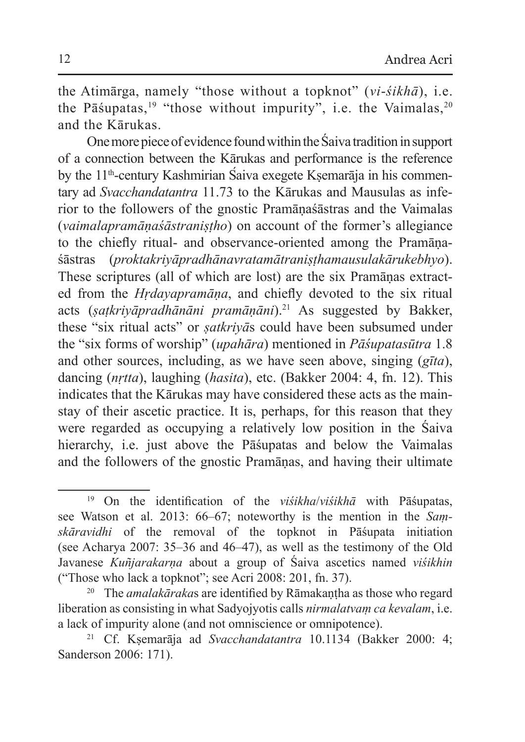the Atimārga, namely "those without a topknot" (*vi-śikhā*), i.e. the Pāśupatas,[19] "those without impurity", i.e. the Vaimalas,[20] and the Kārukas.

One more piece of evidence found within the Śaiva tradition in support of a connection between the Kārukas and performance is the reference by the 11th-century Kashmirian Śaiva exegete Kṣemarāja in his commentary ad *Svacchandatantra* 11.73 to the Kārukas and Mausulas as inferior to the followers of the gnostic Pramāṇaśāstras and the Vaimalas (*vaimalapramāṇaśāstraniṣṭho*) on account of the former's allegiance to the chiefly ritual- and observance-oriented among the Pramāṇaśāstras (*proktakriyāpradhānavratamātraniṣṭhamausulakārukebhyo*). These scriptures (all of which are lost) are the six Pramāṇas extracted from the *Hṛdayapramāṇa*, and chiefly devoted to the six ritual acts (*ṣaṭkriyāpradhānāni pramāṇāni*).[21] As suggested by Bakker, these "six ritual acts" or *ṣatkriyā*s could have been subsumed under the "six forms of worship" (*upahāra*) mentioned in *Pāśupatasūtra* 1.8 and other sources, including, as we have seen above, singing (*gīta*), dancing (*nṛtta*), laughing (*hasita*), etc. (Bakker 2004: 4, fn. 12). This indicates that the Kārukas may have considered these acts as the mainstay of their ascetic practice. It is, perhaps, for this reason that they were regarded as occupying a relatively low position in the Śaiva hierarchy, i.e. just above the Pāśupatas and below the Vaimalas and the followers of the gnostic Pramāṇas, and having their ultimate

---

[19] On the identification of the *viśikha*/*viśikhā* with Pāśupatas, see Watson et al. 2013: 66–67; noteworthy is the mention in the *Saṃskāravidhi* of the removal of the topknot in Pāśupata initiation (see Acharya 2007: 35–36 and 46–47), as well as the testimony of the Old Javanese *Kuñjarakarṇa* about a group of Śaiva ascetics named *viśikhin* ("Those who lack a topknot"; see Acri 2008: 201, fn. 37).

[20] The *amalakāraka*s are identified by Rāmakaṇṭha as those who regard liberation as consisting in what Sadyojyotis calls *nirmalatvaṃ ca kevalam*, i.e. a lack of impurity alone (and not omniscience or omnipotence).

[21] Cf. Kṣemarāja ad *Svacchandatantra* 10.1134 (Bakker 2000: 4; Sanderson 2006: 171).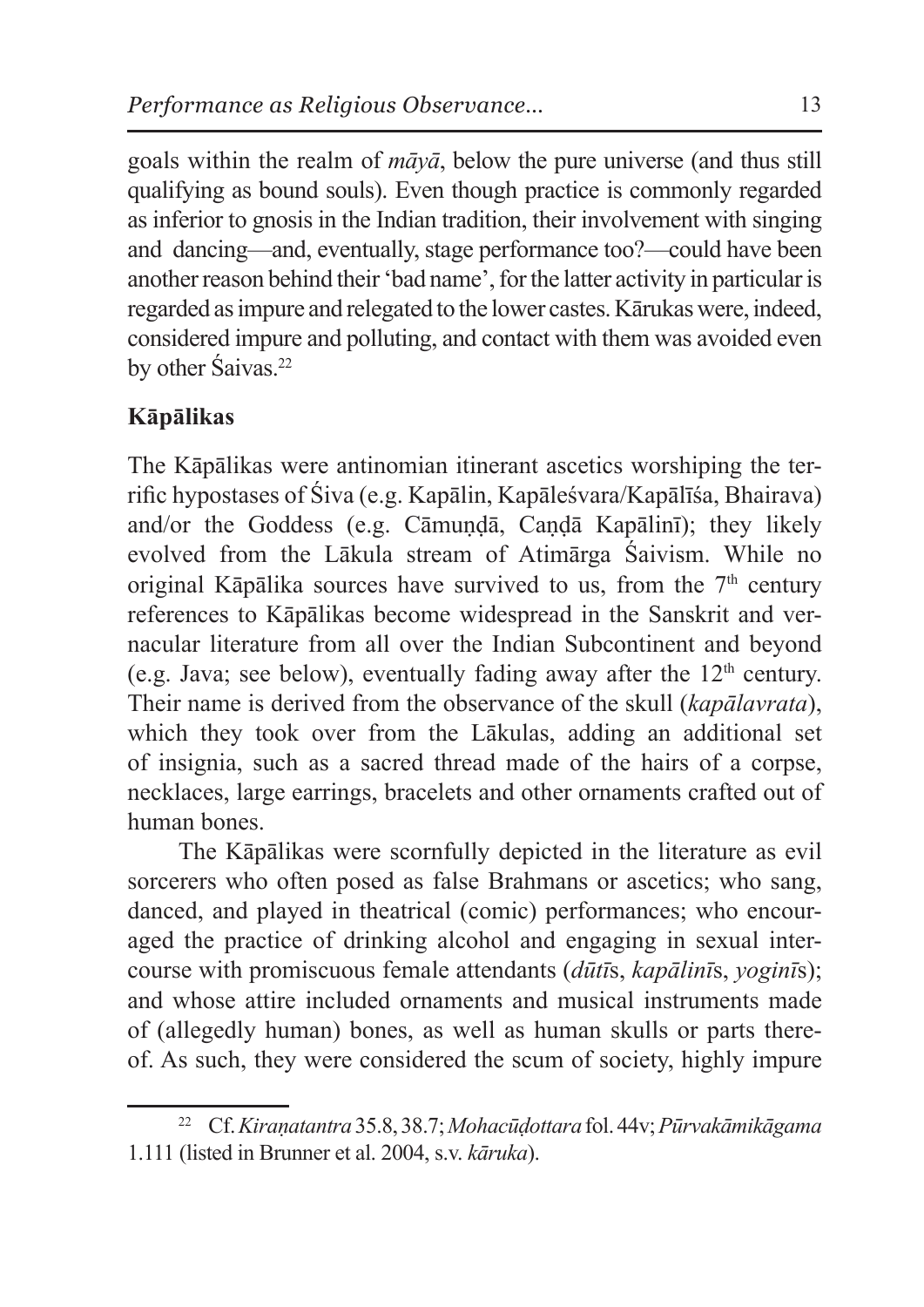goals within the realm of *māyā*, below the pure universe (and thus still qualifying as bound souls). Even though practice is commonly regarded as inferior to gnosis in the Indian tradition, their involvement with singing and dancing—and, eventually, stage performance too?—could have been another reason behind their 'bad name', for the latter activity in particular is regarded as impure and relegated to the lower castes. Kārukas were, indeed, considered impure and polluting, and contact with them was avoided even by other Śaivas.[22]

## Kāpālikas

The Kāpālikas were antinomian itinerant ascetics worshiping the terrific hypostases of Śiva (e.g. Kapālin, Kapāleśvara/Kapālīśa, Bhairava) and/or the Goddess (e.g. Cāmuṇḍā, Caṇḍā Kapālinī); they likely evolved from the Lākula stream of Atimārga Śaivism. While no original Kāpālika sources have survived to us, from the 7th century references to Kāpālikas become widespread in the Sanskrit and vernacular literature from all over the Indian Subcontinent and beyond (e.g. Java; see below), eventually fading away after the 12th century. Their name is derived from the observance of the skull (*kapālavrata*), which they took over from the Lākulas, adding an additional set of insignia, such as a sacred thread made of the hairs of a corpse, necklaces, large earrings, bracelets and other ornaments crafted out of human bones.

The Kāpālikas were scornfully depicted in the literature as evil sorcerers who often posed as false Brahmans or ascetics; who sang, danced, and played in theatrical (comic) performances; who encouraged the practice of drinking alcohol and engaging in sexual intercourse with promiscuous female attendants (*dūtī*s, *kapālinī*s, *yoginī*s); and whose attire included ornaments and musical instruments made of (allegedly human) bones, as well as human skulls or parts thereof. As such, they were considered the scum of society, highly impure

---

[22] Cf. *Kiraṇatantra* 35.8, 38.7; *Mohacūḍottara* fol. 44v; *Pūrvakāmikāgama* 1.111 (listed in Brunner et al. 2004, s.v. *kāruka*).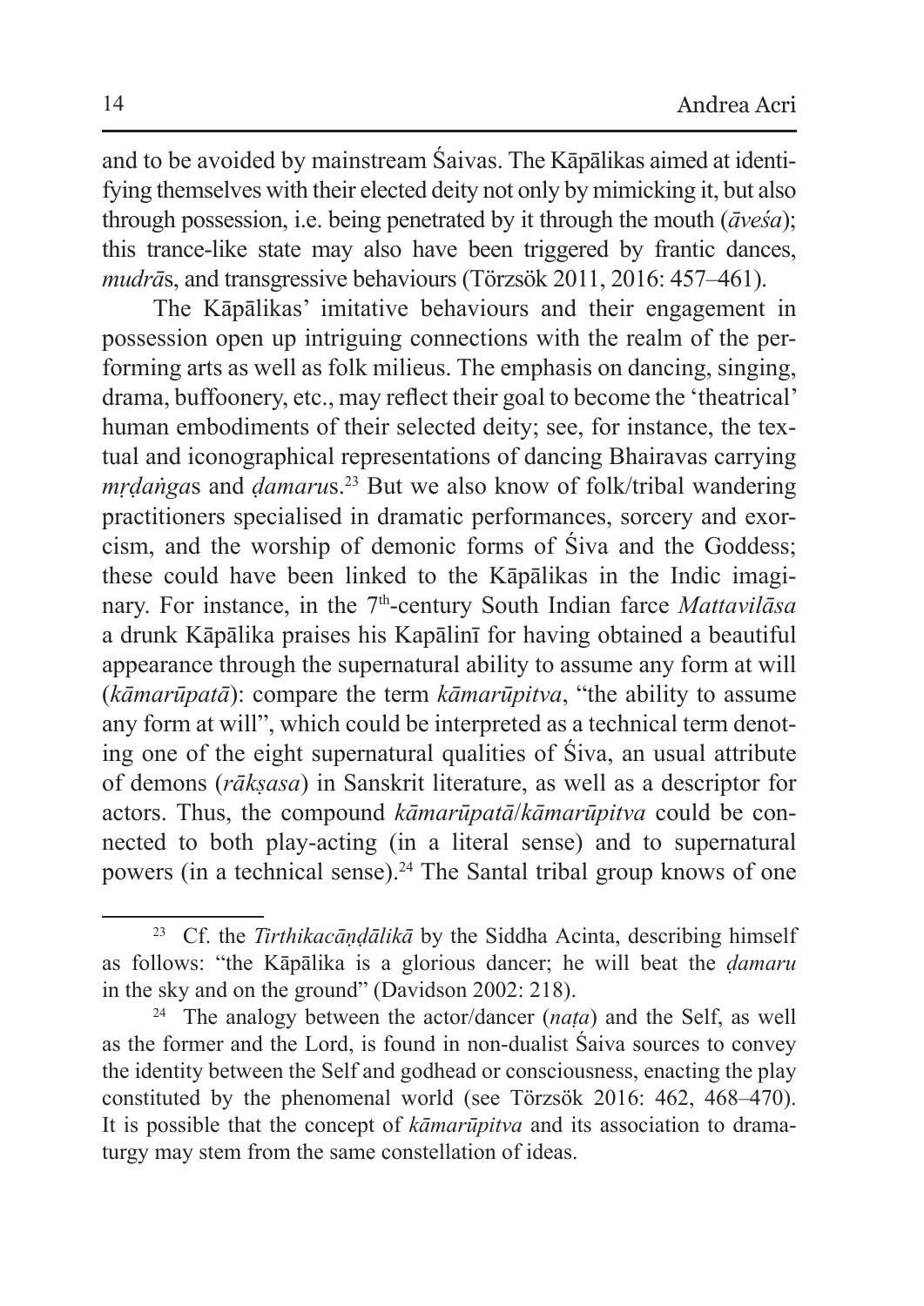and to be avoided by mainstream Śaivas. The Kāpālikas aimed at identifying themselves with their elected deity not only by mimicking it, but also through possession, i.e. being penetrated by it through the mouth (*āveśa*); this trance-like state may also have been triggered by frantic dances, *mudrā*s, and transgressive behaviours (Törzsök 2011, 2016: 457–461).

The Kāpālikas' imitative behaviours and their engagement in possession open up intriguing connections with the realm of the performing arts as well as folk milieus. The emphasis on dancing, singing, drama, buffoonery, etc., may reflect their goal to become the 'theatrical' human embodiments of their selected deity; see, for instance, the textual and iconographical representations of dancing Bhairavas carrying *mṛdaṅga*s and *ḍamaru*s.[23] But we also know of folk/tribal wandering practitioners specialised in dramatic performances, sorcery and exorcism, and the worship of demonic forms of Śiva and the Goddess; these could have been linked to the Kāpālikas in the Indic imaginary. For instance, in the 7th-century South Indian farce *Mattavilāsa* a drunk Kāpālika praises his Kapālinī for having obtained a beautiful appearance through the supernatural ability to assume any form at will (*kāmarūpatā*): compare the term *kāmarūpitva*, "the ability to assume any form at will", which could be interpreted as a technical term denoting one of the eight supernatural qualities of Śiva, an usual attribute of demons (*rākṣasa*) in Sanskrit literature, as well as a descriptor for actors. Thus, the compound *kāmarūpatā*/*kāmarūpitva* could be connected to both play-acting (in a literal sense) and to supernatural powers (in a technical sense).[24] The Santal tribal group knows of one

---

[23] Cf. the *Tirthikacāṇḍālikā* by the Siddha Acinta, describing himself as follows: "the Kāpālika is a glorious dancer; he will beat the *ḍamaru* in the sky and on the ground" (Davidson 2002: 218).

[24] The analogy between the actor/dancer (*naṭa*) and the Self, as well as the former and the Lord, is found in non-dualist Śaiva sources to convey the identity between the Self and godhead or consciousness, enacting the play constituted by the phenomenal world (see Törzsök 2016: 462, 468–470). It is possible that the concept of *kāmarūpitva* and its association to dramaturgy may stem from the same constellation of ideas.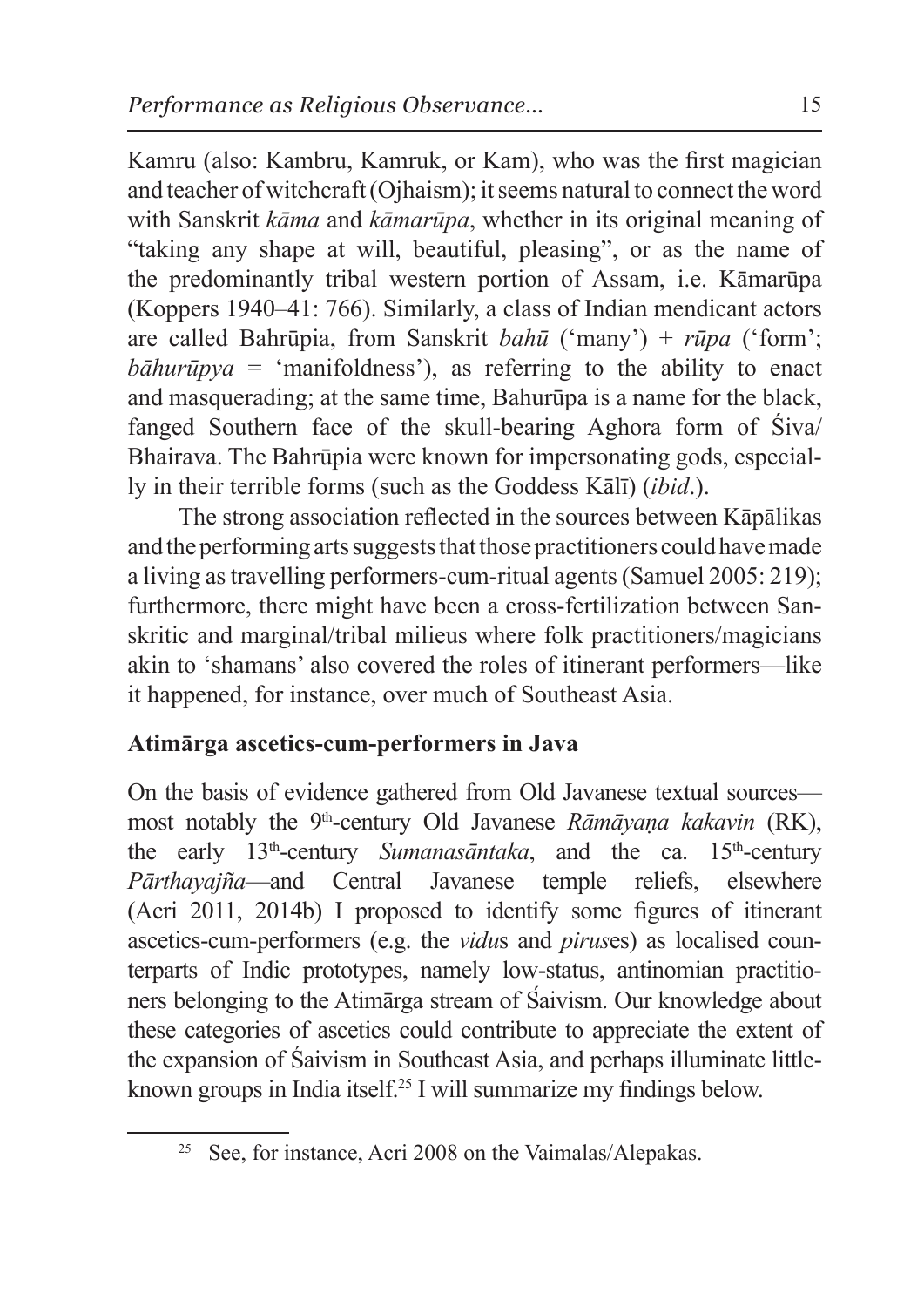Kamru (also: Kambru, Kamruk, or Kam), who was the first magician and teacher of witchcraft (Ojhaism); it seems natural to connect the word with Sanskrit *kāma* and *kāmarūpa*, whether in its original meaning of "taking any shape at will, beautiful, pleasing", or as the name of the predominantly tribal western portion of Assam, i.e. Kāmarūpa (Koppers 1940–41: 766). Similarly, a class of Indian mendicant actors are called Bahrūpia, from Sanskrit *bahū* ('many') + *rūpa* ('form'; *bāhurūpya* = 'manifoldness'), as referring to the ability to enact and masquerading; at the same time, Bahurūpa is a name for the black, fanged Southern face of the skull-bearing Aghora form of Śiva/Bhairava. The Bahrūpia were known for impersonating gods, especially in their terrible forms (such as the Goddess Kālī) (*ibid*.).

The strong association reflected in the sources between Kāpālikas and the performing arts suggests that those practitioners could have made a living as travelling performers-cum-ritual agents (Samuel 2005: 219); furthermore, there might have been a cross-fertilization between Sanskritic and marginal/tribal milieus where folk practitioners/magicians akin to 'shamans' also covered the roles of itinerant performers—like it happened, for instance, over much of Southeast Asia.

**Atimārga ascetics-cum-performers in Java**

On the basis of evidence gathered from Old Javanese textual sources—most notably the 9th-century Old Javanese *Rāmāyaṇa kakavin* (RK), the early 13th-century *Sumanasāntaka*, and the ca. 15th-century *Pārthayajña*—and Central Javanese temple reliefs, elsewhere (Acri 2011, 2014b) I proposed to identify some figures of itinerant ascetics-cum-performers (e.g. the *vidu*s and *pirus*es) as localised counterparts of Indic prototypes, namely low-status, antinomian practitioners belonging to the Atimārga stream of Śaivism. Our knowledge about these categories of ascetics could contribute to appreciate the extent of the expansion of Śaivism in Southeast Asia, and perhaps illuminate little-known groups in India itself.[25] I will summarize my findings below.

[25] See, for instance, Acri 2008 on the Vaimalas/Alepakas.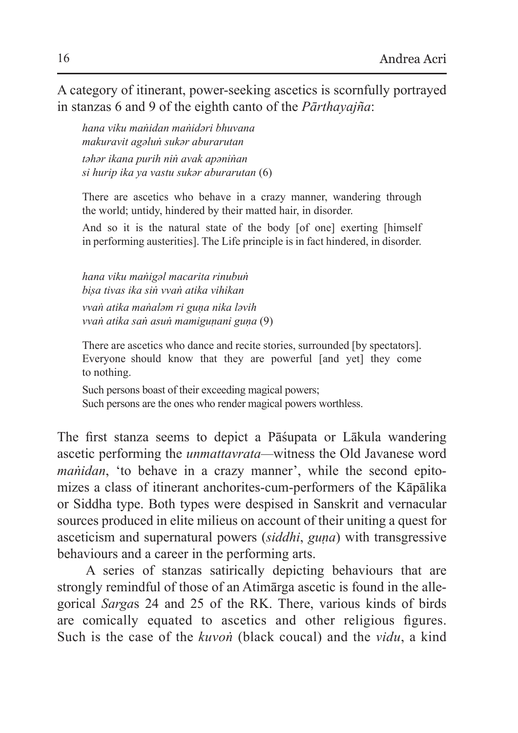A category of itinerant, power-seeking ascetics is scornfully portrayed in stanzas 6 and 9 of the eighth canto of the *Pārthayajña*:

> *hana viku maṅidan maṅidəri bhuvana*
> *makuravit agəluṅ sukər aburarutan*
> *təhər ikana purih niṅ avak apəniṅan*
> *si hurip ika ya vastu sukər aburarutan* (6)
>
> There are ascetics who behave in a crazy manner, wandering through the world; untidy, hindered by their matted hair, in disorder.
>
> And so it is the natural state of the body [of one] exerting [himself in performing austerities]. The Life principle is in fact hindered, in disorder.

> *hana viku maṅigəl macarita rinubuṅ*
> *biṣa tivas ika siṅ vvaṅ atika vihikan*
> *vvaṅ atika maṅaləm ri guṇa nika ləvih*
> *vvaṅ atika saṅ asuṅ mamiguṇani guṇa* (9)
>
> There are ascetics who dance and recite stories, surrounded [by spectators]. Everyone should know that they are powerful [and yet] they come to nothing.
>
> Such persons boast of their exceeding magical powers;
> Such persons are the ones who render magical powers worthless.

The first stanza seems to depict a Pāśupata or Lākula wandering ascetic performing the *unmattavrata*—witness the Old Javanese word *maṅidan*, 'to behave in a crazy manner', while the second epitomizes a class of itinerant anchorites-cum-performers of the Kāpālika or Siddha type. Both types were despised in Sanskrit and vernacular sources produced in elite milieus on account of their uniting a quest for asceticism and supernatural powers (*siddhi*, *guṇa*) with transgressive behaviours and a career in the performing arts.

A series of stanzas satirically depicting behaviours that are strongly remindful of those of an Atimārga ascetic is found in the allegorical *Sarga*s 24 and 25 of the RK. There, various kinds of birds are comically equated to ascetics and other religious figures. Such is the case of the *kuvoṅ* (black coucal) and the *vidu*, a kind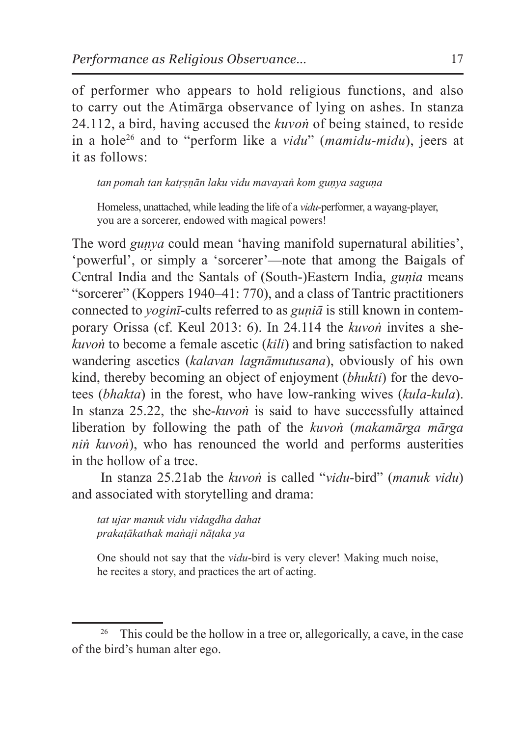of performer who appears to hold religious functions, and also to carry out the Atimārga observance of lying on ashes. In stanza 24.112, a bird, having accused the *kuvoṅ* of being stained, to reside in a hole[26] and to "perform like a *vidu*" (*mamidu-midu*), jeers at it as follows:

> *tan pomah tan katṛṣṇān laku vidu mavayaṅ kom guṇya saguṇa*
>
> Homeless, unattached, while leading the life of a *vidu*-performer, a wayang-player, you are a sorcerer, endowed with magical powers!

The word *guṇya* could mean 'having manifold supernatural abilities', 'powerful', or simply a 'sorcerer'—note that among the Baigals of Central India and the Santals of (South-)Eastern India, *guṇia* means "sorcerer" (Koppers 1940–41: 770), and a class of Tantric practitioners connected to *yoginī*-cults referred to as *guṇiā* is still known in contemporary Orissa (cf. Keul 2013: 6). In 24.114 the *kuvoṅ* invites a she-*kuvoṅ* to become a female ascetic (*kili*) and bring satisfaction to naked wandering ascetics (*kalavan lagnāmutusana*), obviously of his own kind, thereby becoming an object of enjoyment (*bhukti*) for the devotees (*bhakta*) in the forest, who have low-ranking wives (*kula-kula*). In stanza 25.22, the she-*kuvoṅ* is said to have successfully attained liberation by following the path of the *kuvoṅ* (*makamārga mārga niṅ kuvoṅ*), who has renounced the world and performs austerities in the hollow of a tree.

In stanza 25.21ab the *kuvoṅ* is called "*vidu*-bird" (*manuk vidu*) and associated with storytelling and drama:

> *tat ujar manuk vidu vidagdha dahat*
> *prakaṭākathak maṅaji nāṭaka ya*
>
> One should not say that the *vidu*-bird is very clever! Making much noise, he recites a story, and practices the art of acting.

---

[26] This could be the hollow in a tree or, allegorically, a cave, in the case of the bird's human alter ego.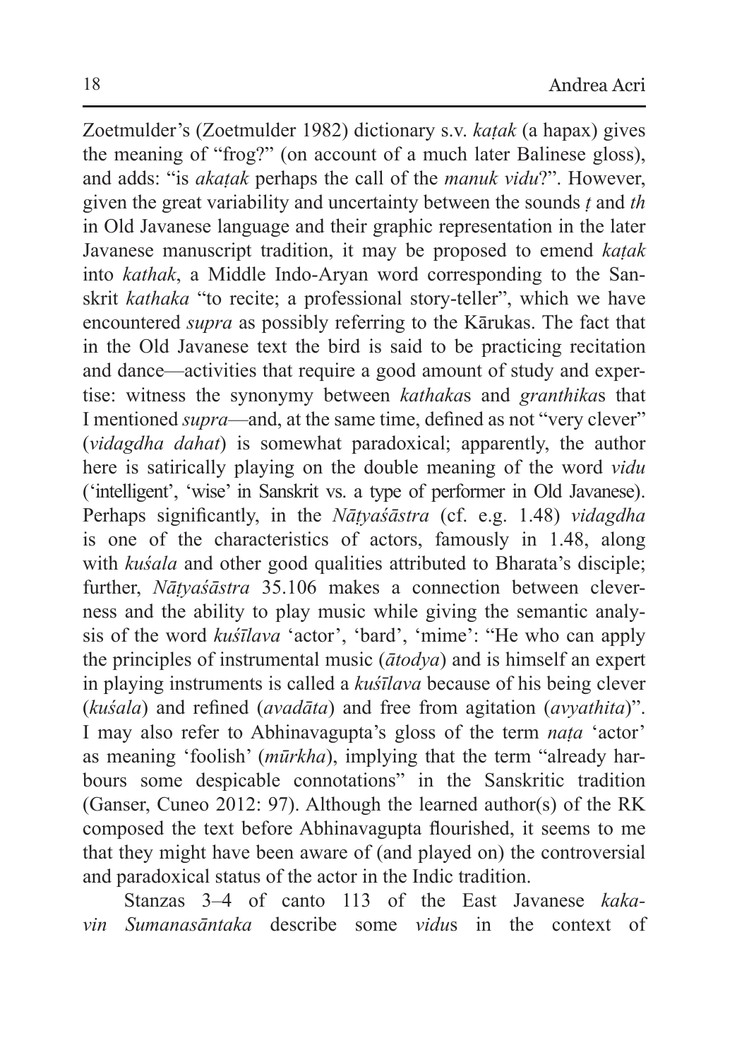Zoetmulder's (Zoetmulder 1982) dictionary s.v. *kaṭak* (a hapax) gives the meaning of "frog?" (on account of a much later Balinese gloss), and adds: "is *akaṭak* perhaps the call of the *manuk vidu*?". However, given the great variability and uncertainty between the sounds *ṭ* and *th* in Old Javanese language and their graphic representation in the later Javanese manuscript tradition, it may be proposed to emend *kaṭak* into *kathak*, a Middle Indo-Aryan word corresponding to the Sanskrit *kathaka* "to recite; a professional story-teller", which we have encountered *supra* as possibly referring to the Kārukas. The fact that in the Old Javanese text the bird is said to be practicing recitation and dance—activities that require a good amount of study and expertise: witness the synonymy between *kathaka*s and *granthika*s that I mentioned *supra*—and, at the same time, defined as not "very clever" (*vidagdha dahat*) is somewhat paradoxical; apparently, the author here is satirically playing on the double meaning of the word *vidu* ('intelligent', 'wise' in Sanskrit vs. a type of performer in Old Javanese). Perhaps significantly, in the *Nāṭyaśāstra* (cf. e.g. 1.48) *vidagdha* is one of the characteristics of actors, famously in 1.48, along with *kuśala* and other good qualities attributed to Bharata's disciple; further, *Nāṭyaśāstra* 35.106 makes a connection between cleverness and the ability to play music while giving the semantic analysis of the word *kuśīlava* 'actor', 'bard', 'mime': "He who can apply the principles of instrumental music (*ātodya*) and is himself an expert in playing instruments is called a *kuśīlava* because of his being clever (*kuśala*) and refined (*avadāta*) and free from agitation (*avyathita*)". I may also refer to Abhinavagupta's gloss of the term *naṭa* 'actor' as meaning 'foolish' (*mūrkha*), implying that the term "already harbours some despicable connotations" in the Sanskritic tradition (Ganser, Cuneo 2012: 97). Although the learned author(s) of the RK composed the text before Abhinavagupta flourished, it seems to me that they might have been aware of (and played on) the controversial and paradoxical status of the actor in the Indic tradition.

Stanzas 3–4 of canto 113 of the East Javanese *kakavin Sumanasāntaka* describe some *vidu*s in the context of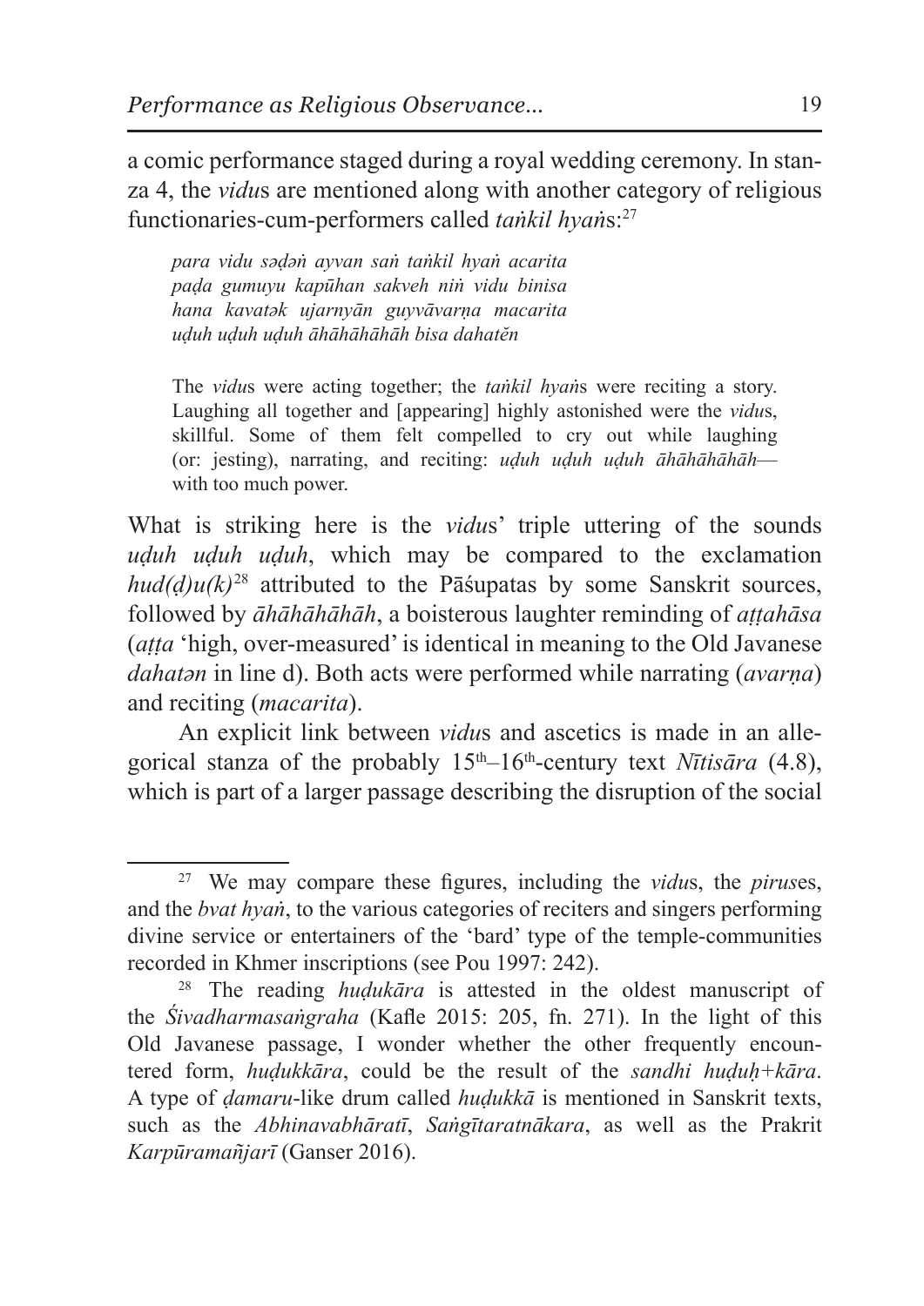a comic performance staged during a royal wedding ceremony. In stanza 4, the *vidu*s are mentioned along with another category of religious functionaries-cum-performers called *taṅkil hyaṅ*s:[27]

> *para vidu sədəṅ ayvan saṅ taṅkil hyaṅ acarita*
> *paḍa gumuyu kapūhan sakveh niṅ vidu binisa*
> *hana kavatək ujarnyān guyvāvarṇa macarita*
> *uḍuh uḍuh uḍuh āhāhāhāhāh bisa dahatĕn*
>
> The *vidu*s were acting together; the *taṅkil hyaṅ*s were reciting a story. Laughing all together and [appearing] highly astonished were the *vidu*s, skillful. Some of them felt compelled to cry out while laughing (or: jesting), narrating, and reciting: *uḍuh uḍuh uḍuh āhāhāhāhāh*—with too much power.

What is striking here is the *vidu*s' triple uttering of the sounds *uḍuh uḍuh uḍuh*, which may be compared to the exclamation *hud(ḍ)u(k)*[28] attributed to the Pāśupatas by some Sanskrit sources, followed by *āhāhāhāhāh*, a boisterous laughter reminding of *aṭṭahāsa* (*aṭṭa* 'high, over-measured' is identical in meaning to the Old Javanese *dahatən* in line d). Both acts were performed while narrating (*avarṇa*) and reciting (*macarita*).

An explicit link between *vidu*s and ascetics is made in an allegorical stanza of the probably 15th–16th-century text *Nītisāra* (4.8), which is part of a larger passage describing the disruption of the social

---

[27] We may compare these figures, including the *vidu*s, the *pirus*es, and the *bvat hyaṅ*, to the various categories of reciters and singers performing divine service or entertainers of the 'bard' type of the temple-communities recorded in Khmer inscriptions (see Pou 1997: 242).

[28] The reading *huḍukāra* is attested in the oldest manuscript of the *Śivadharmasaṅgraha* (Kafle 2015: 205, fn. 271). In the light of this Old Javanese passage, I wonder whether the other frequently encountered form, *huḍukkāra*, could be the result of the *sandhi huḍuḥ+kāra*. A type of *ḍamaru*-like drum called *huḍukkā* is mentioned in Sanskrit texts, such as the *Abhinavabhāratī*, *Saṅgītaratnākara*, as well as the Prakrit *Karpūramañjarī* (Ganser 2016).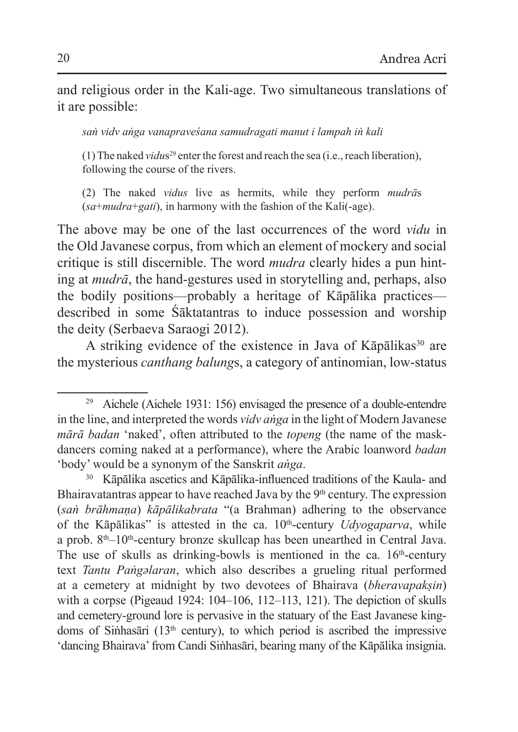and religious order in the Kali-age. Two simultaneous translations of it are possible:

> *saṅ vidv aṅga vanapraveśana samudragati manut i lampah iṅ kali*
>
> (1) The naked *vidu*s[29] enter the forest and reach the sea (i.e., reach liberation), following the course of the rivers.
>
> (2) The naked *vidus* live as hermits, while they perform *mudrā*s (*sa*+*mudra*+*gati*), in harmony with the fashion of the Kali(-age).

The above may be one of the last occurrences of the word *vidu* in the Old Javanese corpus, from which an element of mockery and social critique is still discernible. The word *mudra* clearly hides a pun hinting at *mudrā*, the hand-gestures used in storytelling and, perhaps, also the bodily positions—probably a heritage of Kāpālika practices—described in some Śāktatantras to induce possession and worship the deity (Serbaeva Saraogi 2012).

A striking evidence of the existence in Java of Kāpālikas[30] are the mysterious *canthang balung*s, a category of antinomian, low-status

---

[29] Aichele (Aichele 1931: 156) envisaged the presence of a double-entendre in the line, and interpreted the words *vidv aṅga* in the light of Modern Javanese *mārā badan* 'naked', often attributed to the *topeng* (the name of the mask-dancers coming naked at a performance), where the Arabic loanword *badan* 'body' would be a synonym of the Sanskrit *aṅga*.

[30] Kāpālika ascetics and Kāpālika-influenced traditions of the Kaula- and Bhairavatantras appear to have reached Java by the 9th century. The expression (*saṅ brāhmaṇa*) *kāpālikabrata* "(a Brahman) adhering to the observance of the Kāpālikas" is attested in the ca. 10th-century *Udyogaparva*, while a prob. 8th–10th-century bronze skullcap has been unearthed in Central Java. The use of skulls as drinking-bowls is mentioned in the ca. 16th-century text *Tantu Paṅgəlaran*, which also describes a grueling ritual performed at a cemetery at midnight by two devotees of Bhairava (*bheravapakṣin*) with a corpse (Pigeaud 1924: 104–106, 112–113, 121). The depiction of skulls and cemetery-ground lore is pervasive in the statuary of the East Javanese kingdoms of Siṅhasāri (13th century), to which period is ascribed the impressive 'dancing Bhairava' from Candi Siṅhasāri, bearing many of the Kāpālika insignia.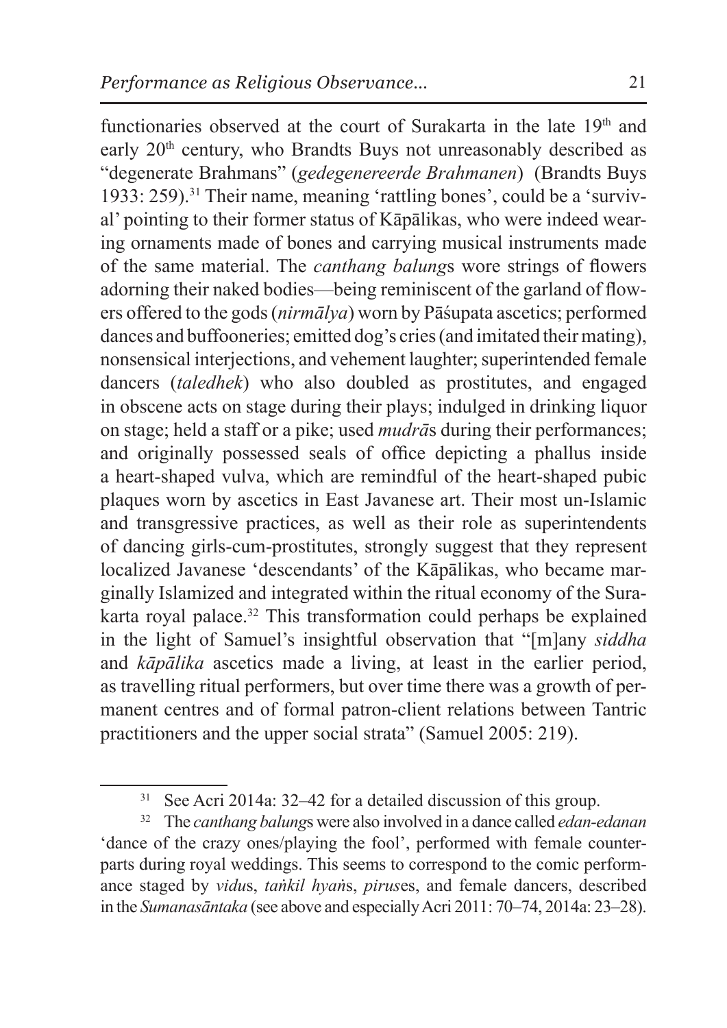functionaries observed at the court of Surakarta in the late 19th and early 20th century, who Brandts Buys not unreasonably described as "degenerate Brahmans" (*gedegenereerde Brahmanen*) (Brandts Buys 1933: 259).[31] Their name, meaning 'rattling bones', could be a 'survival' pointing to their former status of Kāpālikas, who were indeed wearing ornaments made of bones and carrying musical instruments made of the same material. The *canthang balung*s wore strings of flowers adorning their naked bodies—being reminiscent of the garland of flowers offered to the gods (*nirmālya*) worn by Pāśupata ascetics; performed dances and buffooneries; emitted dog's cries (and imitated their mating), nonsensical interjections, and vehement laughter; superintended female dancers (*taledhek*) who also doubled as prostitutes, and engaged in obscene acts on stage during their plays; indulged in drinking liquor on stage; held a staff or a pike; used *mudrā*s during their performances; and originally possessed seals of office depicting a phallus inside a heart-shaped vulva, which are remindful of the heart-shaped pubic plaques worn by ascetics in East Javanese art. Their most un-Islamic and transgressive practices, as well as their role as superintendents of dancing girls-cum-prostitutes, strongly suggest that they represent localized Javanese 'descendants' of the Kāpālikas, who became marginally Islamized and integrated within the ritual economy of the Surakarta royal palace.[32] This transformation could perhaps be explained in the light of Samuel's insightful observation that "[m]any *siddha* and *kāpālika* ascetics made a living, at least in the earlier period, as travelling ritual performers, but over time there was a growth of permanent centres and of formal patron-client relations between Tantric practitioners and the upper social strata" (Samuel 2005: 219).

[31] See Acri 2014a: 32–42 for a detailed discussion of this group.

[32] The *canthang balung*s were also involved in a dance called *edan-edanan* 'dance of the crazy ones/playing the fool', performed with female counterparts during royal weddings. This seems to correspond to the comic performance staged by *vidu*s, *taṅkil hyaṅ*s, *piruse*s, and female dancers, described in the *Sumanasāntaka* (see above and especially Acri 2011: 70–74, 2014a: 23–28).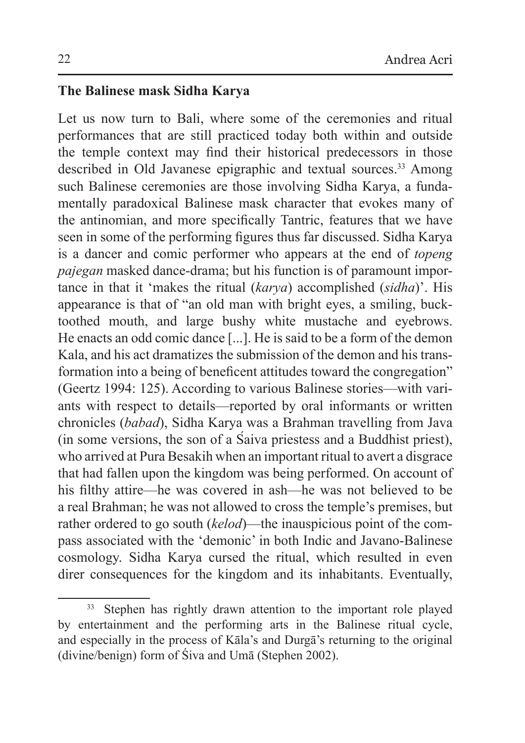### The Balinese mask Sidha Karya

Let us now turn to Bali, where some of the ceremonies and ritual performances that are still practiced today both within and outside the temple context may find their historical predecessors in those described in Old Javanese epigraphic and textual sources.[33] Among such Balinese ceremonies are those involving Sidha Karya, a fundamentally paradoxical Balinese mask character that evokes many of the antinomian, and more specifically Tantric, features that we have seen in some of the performing figures thus far discussed. Sidha Karya is a dancer and comic performer who appears at the end of *topeng pajegan* masked dance-drama; but his function is of paramount importance in that it 'makes the ritual (*karya*) accomplished (*sidha*)'. His appearance is that of "an old man with bright eyes, a smiling, buck-toothed mouth, and large bushy white mustache and eyebrows. He enacts an odd comic dance [...]. He is said to be a form of the demon Kala, and his act dramatizes the submission of the demon and his transformation into a being of beneficent attitudes toward the congregation" (Geertz 1994: 125). According to various Balinese stories—with variants with respect to details—reported by oral informants or written chronicles (*babad*), Sidha Karya was a Brahman travelling from Java (in some versions, the son of a Śaiva priestess and a Buddhist priest), who arrived at Pura Besakih when an important ritual to avert a disgrace that had fallen upon the kingdom was being performed. On account of his filthy attire—he was covered in ash—he was not believed to be a real Brahman; he was not allowed to cross the temple's premises, but rather ordered to go south (*kelod*)—the inauspicious point of the compass associated with the 'demonic' in both Indic and Javano-Balinese cosmology. Sidha Karya cursed the ritual, which resulted in even direr consequences for the kingdom and its inhabitants. Eventually,

[33] Stephen has rightly drawn attention to the important role played by entertainment and the performing arts in the Balinese ritual cycle, and especially in the process of Kāla's and Durgā's returning to the original (divine/benign) form of Śiva and Umā (Stephen 2002).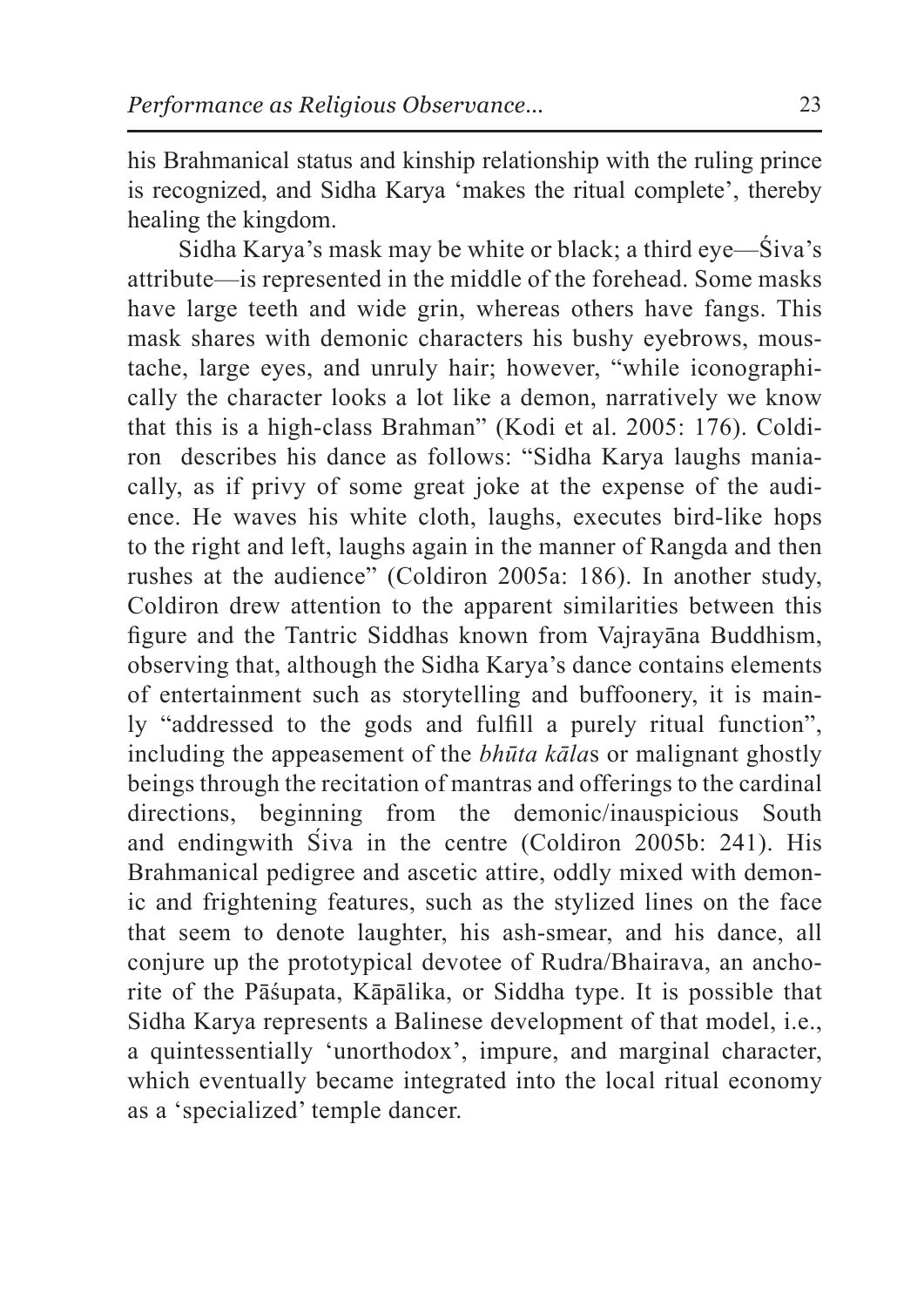his Brahmanical status and kinship relationship with the ruling prince is recognized, and Sidha Karya 'makes the ritual complete', thereby healing the kingdom.

Sidha Karya's mask may be white or black; a third eye—Śiva's attribute—is represented in the middle of the forehead. Some masks have large teeth and wide grin, whereas others have fangs. This mask shares with demonic characters his bushy eyebrows, moustache, large eyes, and unruly hair; however, "while iconographically the character looks a lot like a demon, narratively we know that this is a high-class Brahman" (Kodi et al. 2005: 176). Coldiron describes his dance as follows: "Sidha Karya laughs maniacally, as if privy of some great joke at the expense of the audience. He waves his white cloth, laughs, executes bird-like hops to the right and left, laughs again in the manner of Rangda and then rushes at the audience" (Coldiron 2005a: 186). In another study, Coldiron drew attention to the apparent similarities between this figure and the Tantric Siddhas known from Vajrayāna Buddhism, observing that, although the Sidha Karya's dance contains elements of entertainment such as storytelling and buffoonery, it is mainly "addressed to the gods and fulfill a purely ritual function", including the appeasement of the *bhūta kāla*s or malignant ghostly beings through the recitation of mantras and offerings to the cardinal directions, beginning from the demonic/inauspicious South and endingwith Śiva in the centre (Coldiron 2005b: 241). His Brahmanical pedigree and ascetic attire, oddly mixed with demonic and frightening features, such as the stylized lines on the face that seem to denote laughter, his ash-smear, and his dance, all conjure up the prototypical devotee of Rudra/Bhairava, an anchorite of the Pāśupata, Kāpālika, or Siddha type. It is possible that Sidha Karya represents a Balinese development of that model, i.e., a quintessentially 'unorthodox', impure, and marginal character, which eventually became integrated into the local ritual economy as a 'specialized' temple dancer.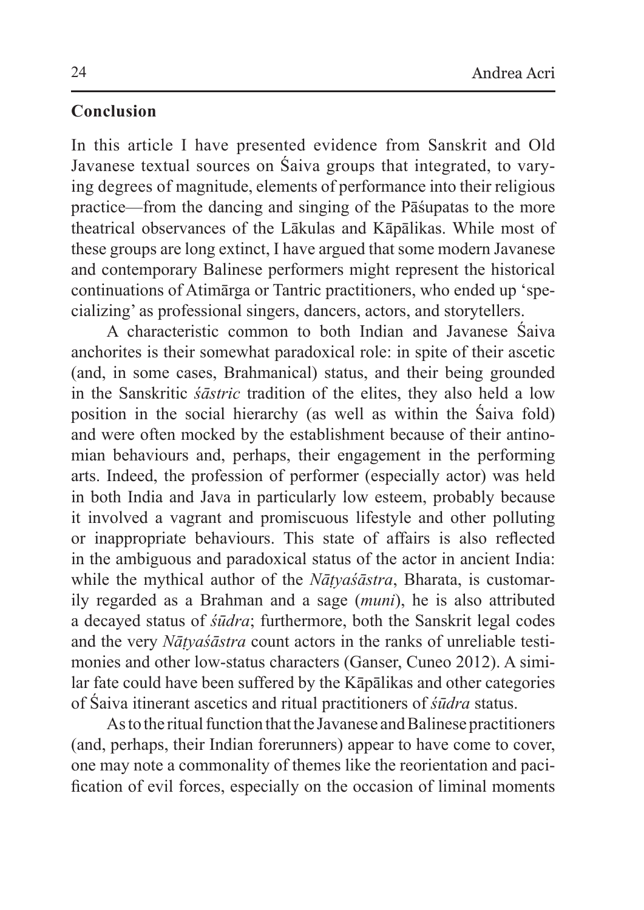## Conclusion

In this article I have presented evidence from Sanskrit and Old Javanese textual sources on Śaiva groups that integrated, to varying degrees of magnitude, elements of performance into their religious practice—from the dancing and singing of the Pāśupatas to the more theatrical observances of the Lākulas and Kāpālikas. While most of these groups are long extinct, I have argued that some modern Javanese and contemporary Balinese performers might represent the historical continuations of Atimārga or Tantric practitioners, who ended up 'specializing' as professional singers, dancers, actors, and storytellers.

A characteristic common to both Indian and Javanese Śaiva anchorites is their somewhat paradoxical role: in spite of their ascetic (and, in some cases, Brahmanical) status, and their being grounded in the Sanskritic *śāstric* tradition of the elites, they also held a low position in the social hierarchy (as well as within the Śaiva fold) and were often mocked by the establishment because of their antinomian behaviours and, perhaps, their engagement in the performing arts. Indeed, the profession of performer (especially actor) was held in both India and Java in particularly low esteem, probably because it involved a vagrant and promiscuous lifestyle and other polluting or inappropriate behaviours. This state of affairs is also reflected in the ambiguous and paradoxical status of the actor in ancient India: while the mythical author of the *Nāṭyaśāstra*, Bharata, is customarily regarded as a Brahman and a sage (*muni*), he is also attributed a decayed status of *śūdra*; furthermore, both the Sanskrit legal codes and the very *Nāṭyaśāstra* count actors in the ranks of unreliable testimonies and other low-status characters (Ganser, Cuneo 2012). A similar fate could have been suffered by the Kāpālikas and other categories of Śaiva itinerant ascetics and ritual practitioners of *śūdra* status.

As to the ritual function that the Javanese and Balinese practitioners (and, perhaps, their Indian forerunners) appear to have come to cover, one may note a commonality of themes like the reorientation and pacification of evil forces, especially on the occasion of liminal moments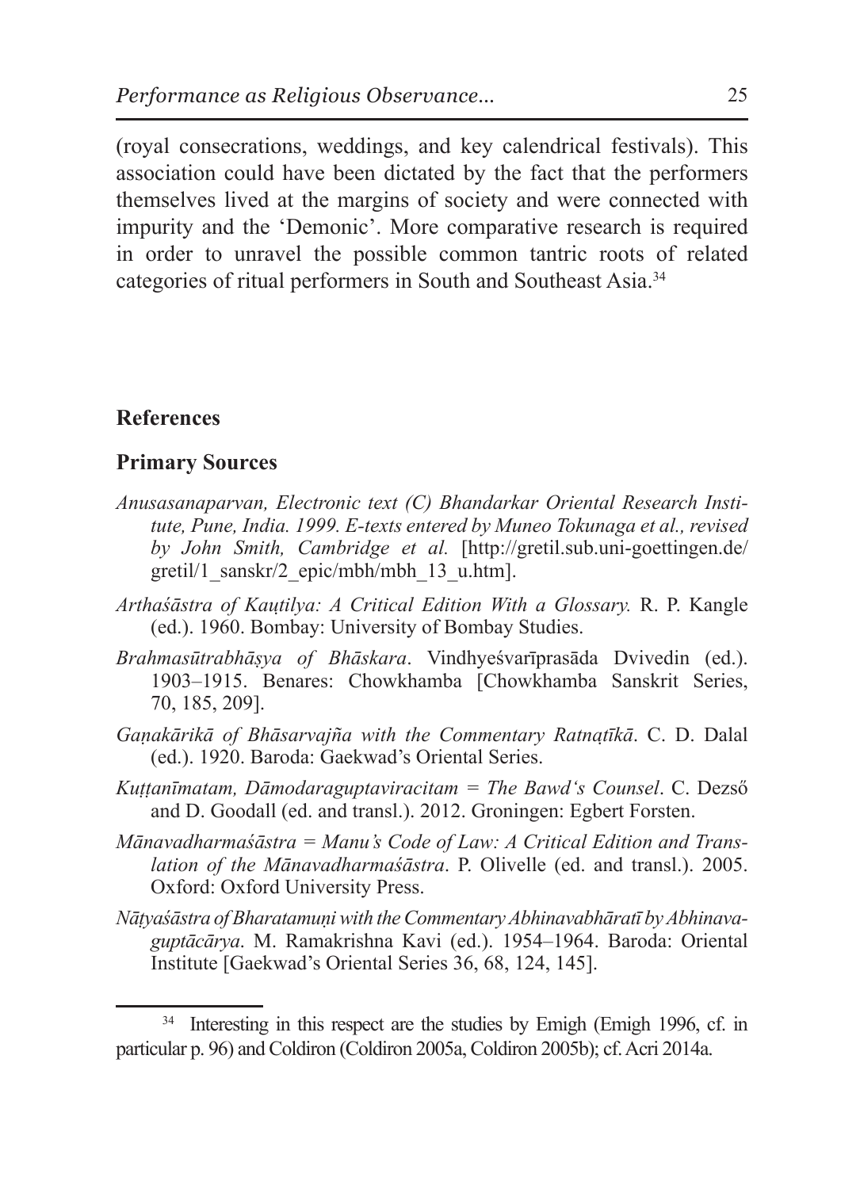(royal consecrations, weddings, and key calendrical festivals). This association could have been dictated by the fact that the performers themselves lived at the margins of society and were connected with impurity and the 'Demonic'. More comparative research is required in order to unravel the possible common tantric roots of related categories of ritual performers in South and Southeast Asia.[34]

## References

### Primary Sources

*Anusasanaparvan, Electronic text (C) Bhandarkar Oriental Research Institute, Pune, India. 1999. E-texts entered by Muneo Tokunaga et al., revised by John Smith, Cambridge et al.* [http://gretil.sub.uni-goettingen.de/gretil/1_sanskr/2_epic/mbh/mbh_13_u.htm].

*Arthaśāstra of Kauṭilya: A Critical Edition With a Glossary.* R. P. Kangle (ed.). 1960. Bombay: University of Bombay Studies.

*Brahmasūtrabhāṣya of Bhāskara*. Vindhyeśvarīprasāda Dvivedin (ed.). 1903–1915. Benares: Chowkhamba [Chowkhamba Sanskrit Series, 70, 185, 209].

*Gaṇakārikā of Bhāsarvajña with the Commentary Ratnaṭīkā*. C. D. Dalal (ed.). 1920. Baroda: Gaekwad's Oriental Series.

*Kuṭṭanīmatam, Dāmodaraguptaviracitam = The Bawd's Counsel*. C. Dezső and D. Goodall (ed. and transl.). 2012. Groningen: Egbert Forsten.

*Mānavadharmaśāstra = Manu's Code of Law: A Critical Edition and Translation of the Mānavadharmaśāstra*. P. Olivelle (ed. and transl.). 2005. Oxford: Oxford University Press.

*Nāṭyaśāstra of Bharatamuṇi with the Commentary Abhinavabhāratī by Abhinavaguptācārya*. M. Ramakrishna Kavi (ed.). 1954–1964. Baroda: Oriental Institute [Gaekwad's Oriental Series 36, 68, 124, 145].

[34] Interesting in this respect are the studies by Emigh (Emigh 1996, cf. in particular p. 96) and Coldiron (Coldiron 2005a, Coldiron 2005b); cf. Acri 2014a.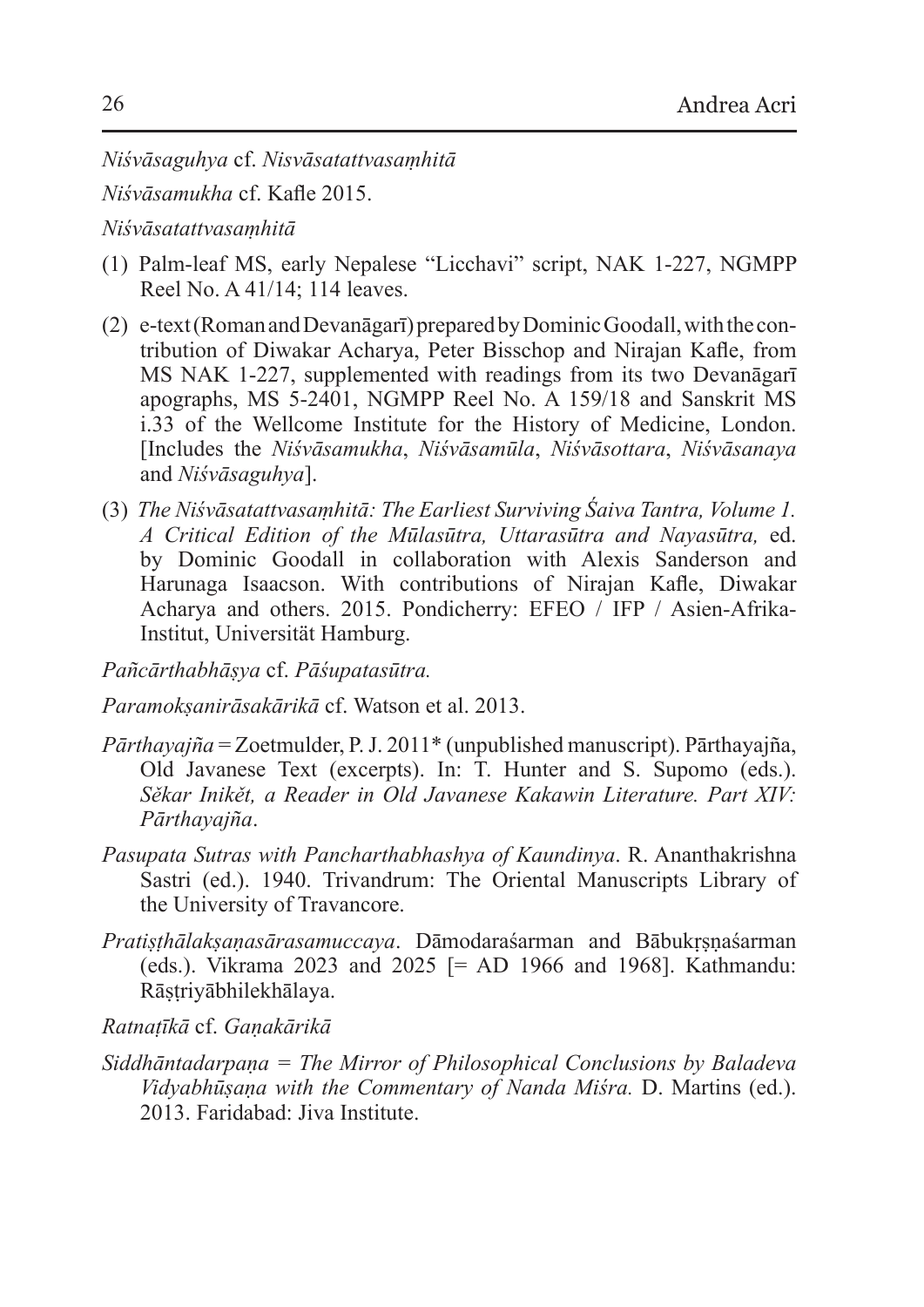*Niśvāsaguhya* cf. *Nisvāsatattvasaṃhitā*

*Niśvāsamukha* cf. Kafle 2015.

*Niśvāsatattvasaṃhitā*

(1) Palm-leaf MS, early Nepalese "Licchavi" script, NAK 1-227, NGMPP Reel No. A 41/14; 114 leaves.

(2) e-text (Roman and Devanāgarī) prepared by Dominic Goodall, with the contribution of Diwakar Acharya, Peter Bisschop and Nirajan Kafle, from MS NAK 1-227, supplemented with readings from its two Devanāgarī apographs, MS 5-2401, NGMPP Reel No. A 159/18 and Sanskrit MS i.33 of the Wellcome Institute for the History of Medicine, London. [Includes the *Niśvāsamukha*, *Niśvāsamūla*, *Niśvāsottara*, *Niśvāsanaya* and *Niśvāsaguhya*].

(3) *The Niśvāsatattvasaṃhitā: The Earliest Surviving Śaiva Tantra, Volume 1. A Critical Edition of the Mūlasūtra, Uttarasūtra and Nayasūtra,* ed. by Dominic Goodall in collaboration with Alexis Sanderson and Harunaga Isaacson. With contributions of Nirajan Kafle, Diwakar Acharya and others. 2015. Pondicherry: EFEO / IFP / Asien-Afrika-Institut, Universität Hamburg.

*Pañcārthabhāṣya* cf. *Pāśupatasūtra.*

*Paramokṣanirāsakārikā* cf. Watson et al. 2013.

*Pārthayajña* = Zoetmulder, P. J. 2011* (unpublished manuscript). Pārthayajña, Old Javanese Text (excerpts). In: T. Hunter and S. Supomo (eds.). *Sěkar Inikět, a Reader in Old Javanese Kakawin Literature. Part XIV: Pārthayajña*.

*Pasupata Sutras with Pancharthabhashya of Kaundinya*. R. Ananthakrishna Sastri (ed.). 1940. Trivandrum: The Oriental Manuscripts Library of the University of Travancore.

*Pratiṣṭhālakṣaṇasārasamuccaya*. Dāmodaraśarman and Bābukṛṣṇaśarman (eds.). Vikrama 2023 and 2025 [= AD 1966 and 1968]. Kathmandu: Rāṣṭriyābhilekhālaya.

*Ratnaṭīkā* cf. *Gaṇakārikā*

*Siddhāntadarpaṇa = The Mirror of Philosophical Conclusions by Baladeva Vidyabhūṣaṇa with the Commentary of Nanda Miśra.* D. Martins (ed.). 2013. Faridabad: Jiva Institute.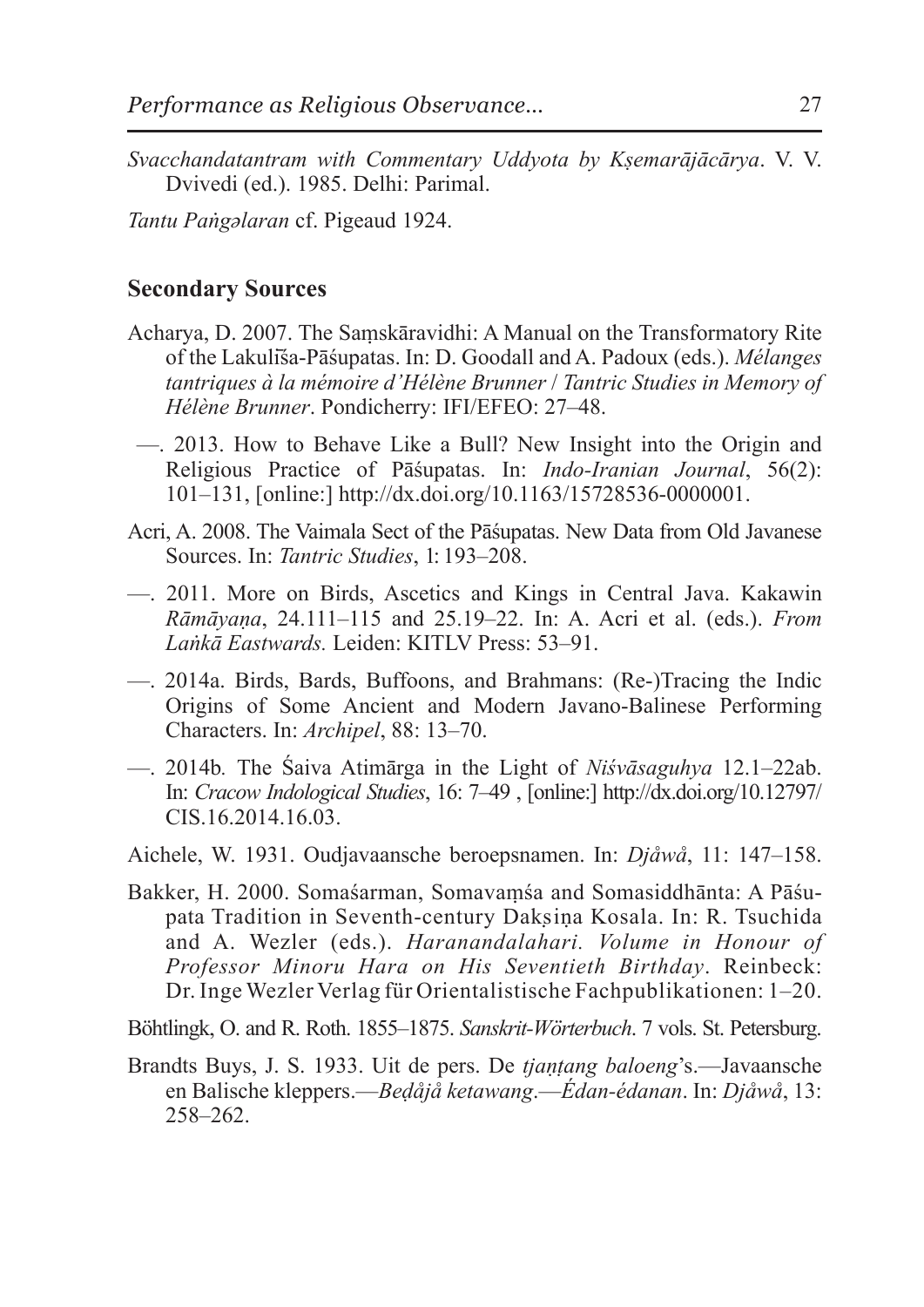*Svacchandatantram with Commentary Uddyota by Kṣemarājācārya*. V. V. Dvivedi (ed.). 1985. Delhi: Parimal.

*Tantu Paṅgəlaran* cf. Pigeaud 1924.

## Secondary Sources

Acharya, D. 2007. The Saṃskāravidhi: A Manual on the Transformatory Rite of the Lakulīśa-Pāśupatas. In: D. Goodall and A. Padoux (eds.). *Mélanges tantriques à la mémoire d'Hélène Brunner / Tantric Studies in Memory of Hélène Brunner*. Pondicherry: IFI/EFEO: 27–48.

—. 2013. How to Behave Like a Bull? New Insight into the Origin and Religious Practice of Pāśupatas. In: *Indo-Iranian Journal*, 56(2): 101–131, [online:] http://dx.doi.org/10.1163/15728536-0000001.

Acri, A. 2008. The Vaimala Sect of the Pāśupatas. New Data from Old Javanese Sources. In: *Tantric Studies*, 1: 193–208.

—. 2011. More on Birds, Ascetics and Kings in Central Java. Kakawin *Rāmāyaṇa*, 24.111–115 and 25.19–22. In: A. Acri et al. (eds.). *From Laṅkā Eastwards.* Leiden: KITLV Press: 53–91.

—. 2014a. Birds, Bards, Buffoons, and Brahmans: (Re-)Tracing the Indic Origins of Some Ancient and Modern Javano-Balinese Performing Characters. In: *Archipel*, 88: 13–70.

—. 2014b. The Śaiva Atimārga in the Light of *Niśvāsaguhya* 12.1–22ab. In: *Cracow Indological Studies*, 16: 7–49 , [online:] http://dx.doi.org/10.12797/CIS.16.2014.16.03.

Aichele, W. 1931. Oudjavaansche beroepsnamen. In: *Djåwå*, 11: 147–158.

Bakker, H. 2000. Somaśarman, Somavaṃśa and Somasiddhānta: A Pāśupata Tradition in Seventh-century Dakṣiṇa Kosala. In: R. Tsuchida and A. Wezler (eds.). *Haranandalahari. Volume in Honour of Professor Minoru Hara on His Seventieth Birthday*. Reinbeck: Dr. Inge Wezler Verlag für Orientalistische Fachpublikationen: 1–20.

Böhtlingk, O. and R. Roth. 1855–1875. *Sanskrit-Wörterbuch*. 7 vols. St. Petersburg.

Brandts Buys, J. S. 1933. Uit de pers. De *tjaṇṭang baloeng*'s.—Javaansche en Balische kleppers.—*Beḍåjå ketawang*.—*Édan-édanan*. In: *Djåwå*, 13: 258–262.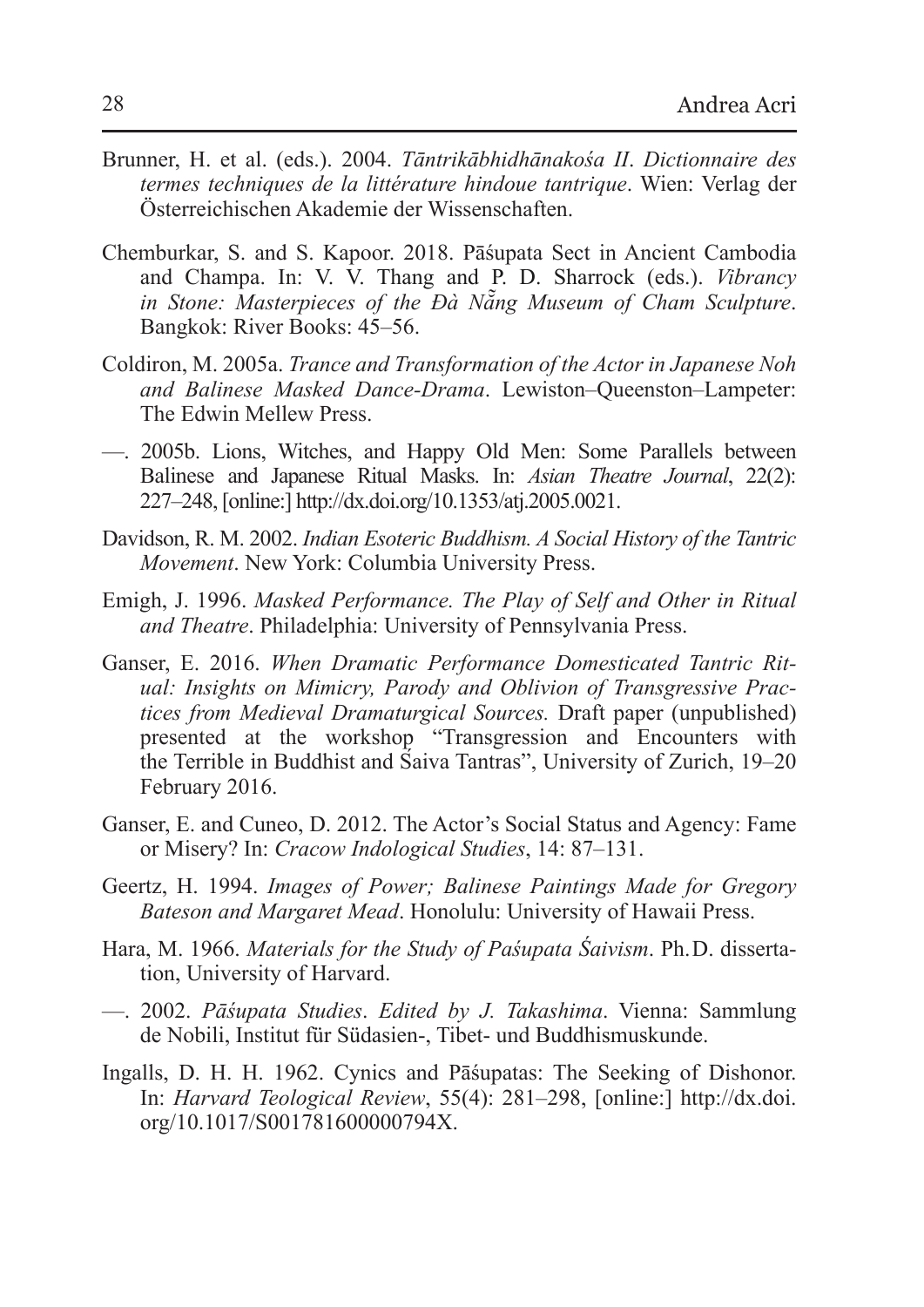Brunner, H. et al. (eds.). 2004. *Tāntrikābhidhānakośa II. Dictionnaire des termes techniques de la littérature hindoue tantrique*. Wien: Verlag der Österreichischen Akademie der Wissenschaften.

Chemburkar, S. and S. Kapoor. 2018. Pāśupata Sect in Ancient Cambodia and Champa. In: V. V. Thang and P. D. Sharrock (eds.). *Vibrancy in Stone: Masterpieces of the Đà Nẵng Museum of Cham Sculpture*. Bangkok: River Books: 45–56.

Coldiron, M. 2005a. *Trance and Transformation of the Actor in Japanese Noh and Balinese Masked Dance-Drama*. Lewiston–Queenston–Lampeter: The Edwin Mellew Press.

—. 2005b. Lions, Witches, and Happy Old Men: Some Parallels between Balinese and Japanese Ritual Masks. In: *Asian Theatre Journal*, 22(2): 227–248, [online:] http://dx.doi.org/10.1353/atj.2005.0021.

Davidson, R. M. 2002. *Indian Esoteric Buddhism. A Social History of the Tantric Movement*. New York: Columbia University Press.

Emigh, J. 1996. *Masked Performance. The Play of Self and Other in Ritual and Theatre*. Philadelphia: University of Pennsylvania Press.

Ganser, E. 2016. *When Dramatic Performance Domesticated Tantric Ritual: Insights on Mimicry, Parody and Oblivion of Transgressive Practices from Medieval Dramaturgical Sources.* Draft paper (unpublished) presented at the workshop "Transgression and Encounters with the Terrible in Buddhist and Śaiva Tantras", University of Zurich, 19–20 February 2016.

Ganser, E. and Cuneo, D. 2012. The Actor's Social Status and Agency: Fame or Misery? In: *Cracow Indological Studies*, 14: 87–131.

Geertz, H. 1994. *Images of Power; Balinese Paintings Made for Gregory Bateson and Margaret Mead*. Honolulu: University of Hawaii Press.

Hara, M. 1966. *Materials for the Study of Paśupata Śaivism*. Ph.D. dissertation, University of Harvard.

—. 2002. *Pāśupata Studies*. *Edited by J. Takashima*. Vienna: Sammlung de Nobili, Institut für Südasien-, Tibet- und Buddhismuskunde.

Ingalls, D. H. H. 1962. Cynics and Pāśupatas: The Seeking of Dishonor. In: *Harvard Teological Review*, 55(4): 281–298, [online:] http://dx.doi.org/10.1017/S001781600000794X.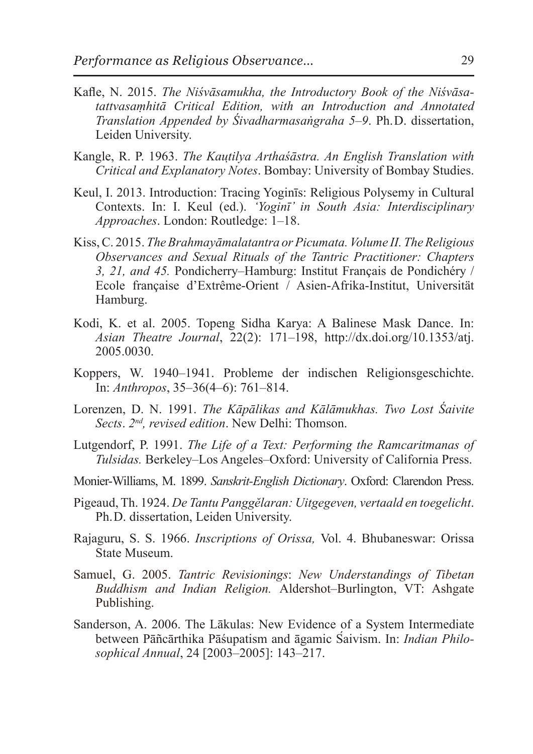Kafle, N. 2015. *The Niśvāsamukha, the Introductory Book of the Niśvāsatattvasaṃhitā Critical Edition, with an Introduction and Annotated Translation Appended by Śivadharmasaṅgraha 5–9*. Ph.D. dissertation, Leiden University.

Kangle, R. P. 1963. *The Kauṭilya Arthaśāstra. An English Translation with Critical and Explanatory Notes*. Bombay: University of Bombay Studies.

Keul, I. 2013. Introduction: Tracing Yoginīs: Religious Polysemy in Cultural Contexts. In: I. Keul (ed.). *'Yoginī' in South Asia: Interdisciplinary Approaches*. London: Routledge: 1–18.

Kiss, C. 2015. *The Brahmayāmalatantra or Picumata. Volume II. The Religious Observances and Sexual Rituals of the Tantric Practitioner: Chapters 3, 21, and 45.* Pondicherry–Hamburg: Institut Français de Pondichéry / Ecole française d'Extrême-Orient / Asien-Afrika-Institut, Universität Hamburg.

Kodi, K. et al. 2005. Topeng Sidha Karya: A Balinese Mask Dance. In: *Asian Theatre Journal*, 22(2): 171–198, http://dx.doi.org/10.1353/atj.2005.0030.

Koppers, W. 1940–1941. Probleme der indischen Religionsgeschichte. In: *Anthropos*, 35–36(4–6): 761–814.

Lorenzen, D. N. 1991. *The Kāpālikas and Kālāmukhas. Two Lost Śaivite Sects*. *2nd, revised edition*. New Delhi: Thomson.

Lutgendorf, P. 1991. *The Life of a Text: Performing the Ramcaritmanas of Tulsidas.* Berkeley–Los Angeles–Oxford: University of California Press.

Monier-Williams, M. 1899. *Sanskrit-English Dictionary*. Oxford: Clarendon Press.

Pigeaud, Th. 1924. *De Tantu Panggĕlaran: Uitgegeven, vertaald en toegelicht*. Ph.D. dissertation, Leiden University.

Rajaguru, S. S. 1966. *Inscriptions of Orissa,* Vol. 4. Bhubaneswar: Orissa State Museum.

Samuel, G. 2005. *Tantric Revisionings*: *New Understandings of Tibetan Buddhism and Indian Religion.* Aldershot–Burlington, VT: Ashgate Publishing.

Sanderson, A. 2006. The Lākulas: New Evidence of a System Intermediate between Pāñcārthika Pāśupatism and āgamic Śaivism. In: *Indian Philosophical Annual*, 24 [2003–2005]: 143–217.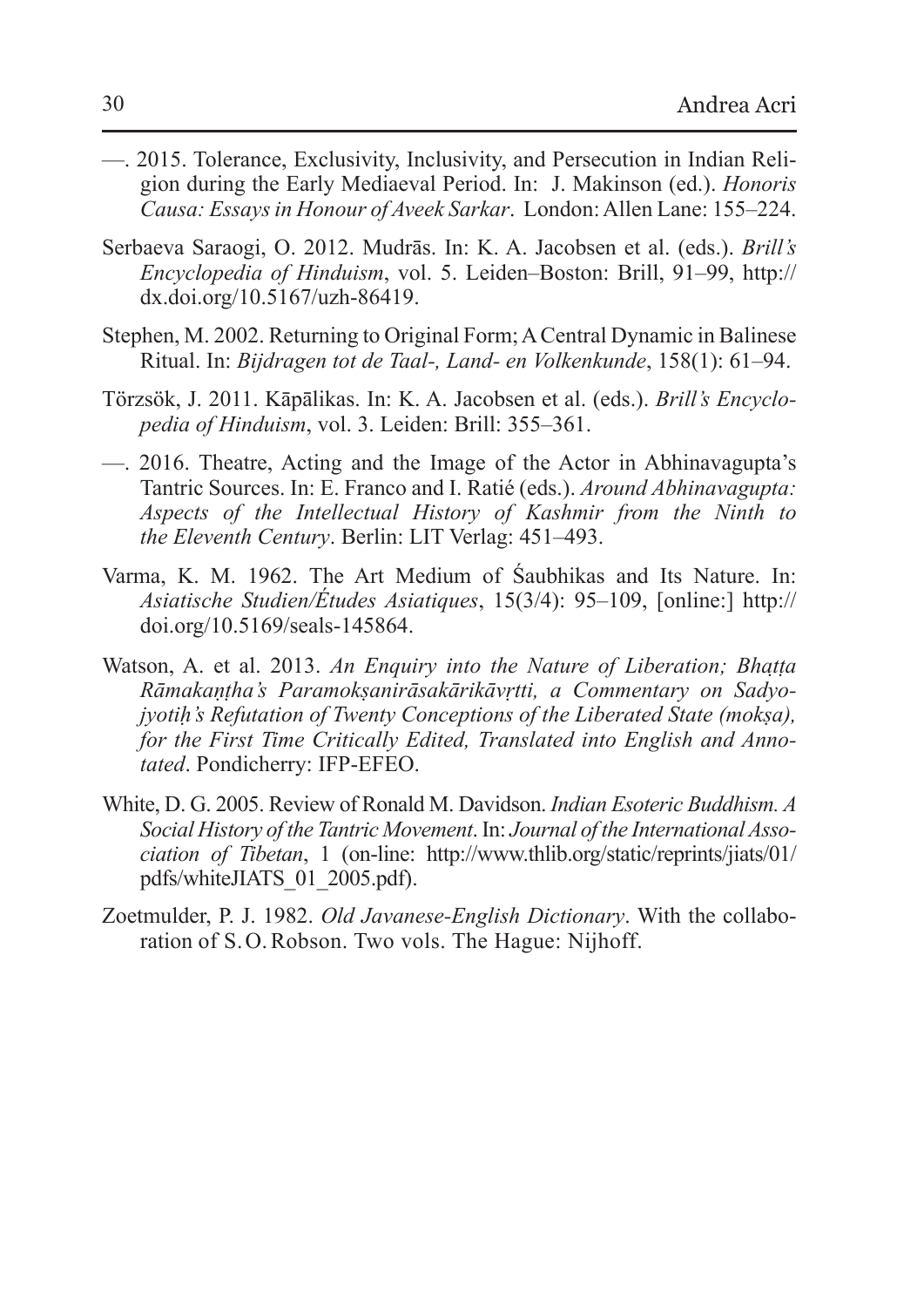—. 2015. Tolerance, Exclusivity, Inclusivity, and Persecution in Indian Religion during the Early Mediaeval Period. In: J. Makinson (ed.). *Honoris Causa: Essays in Honour of Aveek Sarkar*. London: Allen Lane: 155–224.

Serbaeva Saraogi, O. 2012. Mudrās. In: K. A. Jacobsen et al. (eds.). *Brill's Encyclopedia of Hinduism*, vol. 5. Leiden–Boston: Brill, 91–99, http://dx.doi.org/10.5167/uzh-86419.

Stephen, M. 2002. Returning to Original Form; A Central Dynamic in Balinese Ritual. In: *Bijdragen tot de Taal-, Land- en Volkenkunde*, 158(1): 61–94.

Törzsök, J. 2011. Kāpālikas. In: K. A. Jacobsen et al. (eds.). *Brill's Encyclopedia of Hinduism*, vol. 3. Leiden: Brill: 355–361.

—. 2016. Theatre, Acting and the Image of the Actor in Abhinavagupta's Tantric Sources. In: E. Franco and I. Ratié (eds.). *Around Abhinavagupta: Aspects of the Intellectual History of Kashmir from the Ninth to the Eleventh Century*. Berlin: LIT Verlag: 451–493.

Varma, K. M. 1962. The Art Medium of Śaubhikas and Its Nature. In: *Asiatische Studien/Études Asiatiques*, 15(3/4): 95–109, [online:] http://doi.org/10.5169/seals-145864.

Watson, A. et al. 2013. *An Enquiry into the Nature of Liberation; Bhaṭṭa Rāmakaṇṭha's Paramokṣanirāsakārikāvṛtti, a Commentary on Sadyojyotiḥ's Refutation of Twenty Conceptions of the Liberated State (mokṣa), for the First Time Critically Edited, Translated into English and Annotated*. Pondicherry: IFP-EFEO.

White, D. G. 2005. Review of Ronald M. Davidson. *Indian Esoteric Buddhism. A Social History of the Tantric Movement*. In: *Journal of the International Association of Tibetan*, 1 (on-line: http://www.thlib.org/static/reprints/jiats/01/pdfs/whiteJIATS_01_2005.pdf).

Zoetmulder, P. J. 1982. *Old Javanese-English Dictionary*. With the collaboration of S. O. Robson. Two vols. The Hague: Nijhoff.